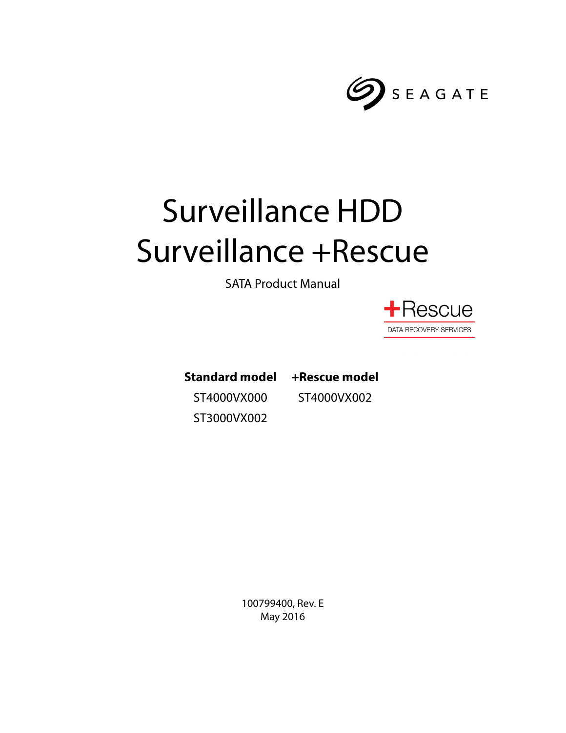SEAGATE

# Surveillance HDD
# Surveillance +Rescue

SATA Product Manual

+Rescue
DATA RECOVERY SERVICES

| **Standard model** | **+Rescue model** |
| --- | --- |
| ST4000VX000 | ST4000VX002 |
| ST3000VX002 | |

100799400, Rev. E
May 2016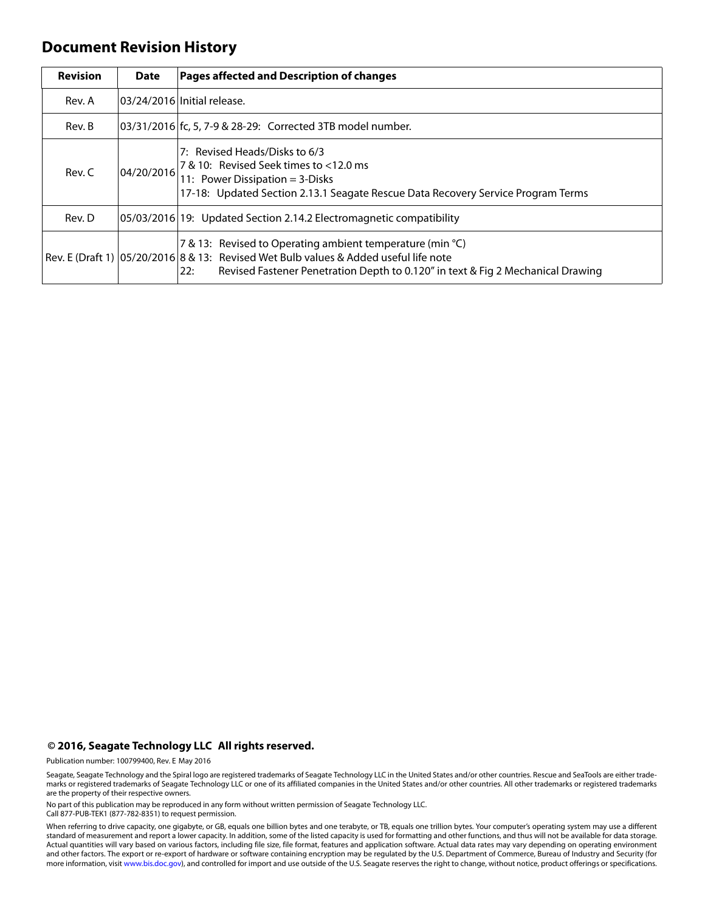## Document Revision History

| Revision | Date | Pages affected and Description of changes |
|---|---|---|
| Rev. A | 03/24/2016 | Initial release. |
| Rev. B | 03/31/2016 | fc, 5, 7-9 & 28-29: Corrected 3TB model number. |
| Rev. C | 04/20/2016 | 7: Revised Heads/Disks to 6/3<br>7 & 10: Revised Seek times to <12.0 ms<br>11: Power Dissipation = 3-Disks<br>17-18: Updated Section 2.13.1 Seagate Rescue Data Recovery Service Program Terms |
| Rev. D | 05/03/2016 | 19: Updated Section 2.14.2 Electromagnetic compatibility |
| Rev. E (Draft 1) | 05/20/2016 | 7 & 13: Revised to Operating ambient temperature (min °C)<br>8 & 13: Revised Wet Bulb values & Added useful life note<br>22: Revised Fastener Penetration Depth to 0.120" in text & Fig 2 Mechanical Drawing |

**© 2016, Seagate Technology LLC All rights reserved.**

Publication number: 100799400, Rev. E May 2016

Seagate, Seagate Technology and the Spiral logo are registered trademarks of Seagate Technology LLC in the United States and/or other countries. Rescue and SeaTools are either trademarks or registered trademarks of Seagate Technology LLC or one of its affiliated companies in the United States and/or other countries. All other trademarks or registered trademarks are the property of their respective owners.

No part of this publication may be reproduced in any form without written permission of Seagate Technology LLC.
Call 877-PUB-TEK1 (877-782-8351) to request permission.

When referring to drive capacity, one gigabyte, or GB, equals one billion bytes and one terabyte, or TB, equals one trillion bytes. Your computer's operating system may use a different standard of measurement and report a lower capacity. In addition, some of the listed capacity is used for formatting and other functions, and thus will not be available for data storage. Actual quantities will vary based on various factors, including file size, file format, features and application software. Actual data rates may vary depending on operating environment and other factors. The export or re-export of hardware or software containing encryption may be regulated by the U.S. Department of Commerce, Bureau of Industry and Security (for more information, visit www.bis.doc.gov), and controlled for import and use outside of the U.S. Seagate reserves the right to change, without notice, product offerings or specifications.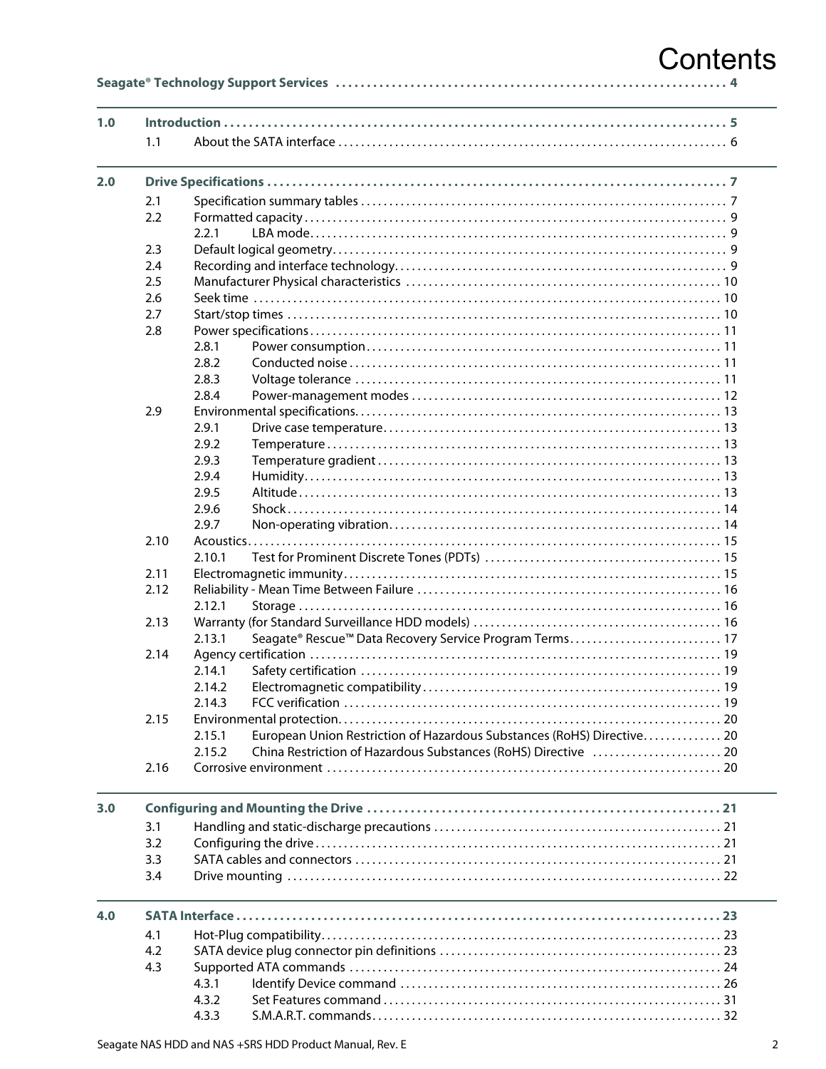# Contents

**Seagate® Technology Support Services** . . . . . . . . . . 4

**1.0 Introduction** . . . . . . . . . . 5
- 1.1 About the SATA interface . . . . . . . . . . 6

**2.0 Drive Specifications** . . . . . . . . . . 7
- 2.1 Specification summary tables . . . . . . . . . . 7
- 2.2 Formatted capacity . . . . . . . . . . 9
  - 2.2.1 LBA mode . . . . . . . . . . 9
- 2.3 Default logical geometry . . . . . . . . . . 9
- 2.4 Recording and interface technology . . . . . . . . . . 9
- 2.5 Manufacturer Physical characteristics . . . . . . . . . . 10
- 2.6 Seek time . . . . . . . . . . 10
- 2.7 Start/stop times . . . . . . . . . . 10
- 2.8 Power specifications . . . . . . . . . . 11
  - 2.8.1 Power consumption . . . . . . . . . . 11
  - 2.8.2 Conducted noise . . . . . . . . . . 11
  - 2.8.3 Voltage tolerance . . . . . . . . . . 11
  - 2.8.4 Power-management modes . . . . . . . . . . 12
- 2.9 Environmental specifications . . . . . . . . . . 13
  - 2.9.1 Drive case temperature . . . . . . . . . . 13
  - 2.9.2 Temperature . . . . . . . . . . 13
  - 2.9.3 Temperature gradient . . . . . . . . . . 13
  - 2.9.4 Humidity . . . . . . . . . . 13
  - 2.9.5 Altitude . . . . . . . . . . 13
  - 2.9.6 Shock . . . . . . . . . . 14
  - 2.9.7 Non-operating vibration . . . . . . . . . . 14
- 2.10 Acoustics . . . . . . . . . . 15
  - 2.10.1 Test for Prominent Discrete Tones (PDTs) . . . . . . . . . . 15
- 2.11 Electromagnetic immunity . . . . . . . . . . 15
- 2.12 Reliability - Mean Time Between Failure . . . . . . . . . . 16
  - 2.12.1 Storage . . . . . . . . . . 16
- 2.13 Warranty (for Standard Surveillance HDD models) . . . . . . . . . . 16
  - 2.13.1 Seagate® Rescue™ Data Recovery Service Program Terms . . . . . . . . . . 17
- 2.14 Agency certification . . . . . . . . . . 19
  - 2.14.1 Safety certification . . . . . . . . . . 19
  - 2.14.2 Electromagnetic compatibility . . . . . . . . . . 19
  - 2.14.3 FCC verification . . . . . . . . . . 19
- 2.15 Environmental protection . . . . . . . . . . 20
  - 2.15.1 European Union Restriction of Hazardous Substances (RoHS) Directive . . . . . . . . . . 20
  - 2.15.2 China Restriction of Hazardous Substances (RoHS) Directive . . . . . . . . . . 20
- 2.16 Corrosive environment . . . . . . . . . . 20

**3.0 Configuring and Mounting the Drive** . . . . . . . . . . 21
- 3.1 Handling and static-discharge precautions . . . . . . . . . . 21
- 3.2 Configuring the drive . . . . . . . . . . 21
- 3.3 SATA cables and connectors . . . . . . . . . . 21
- 3.4 Drive mounting . . . . . . . . . . 22

**4.0 SATA Interface** . . . . . . . . . . 23
- 4.1 Hot-Plug compatibility . . . . . . . . . . 23
- 4.2 SATA device plug connector pin definitions . . . . . . . . . . 23
- 4.3 Supported ATA commands . . . . . . . . . . 24
  - 4.3.1 Identify Device command . . . . . . . . . . 26
  - 4.3.2 Set Features command . . . . . . . . . . 31
  - 4.3.3 S.M.A.R.T. commands . . . . . . . . . . 32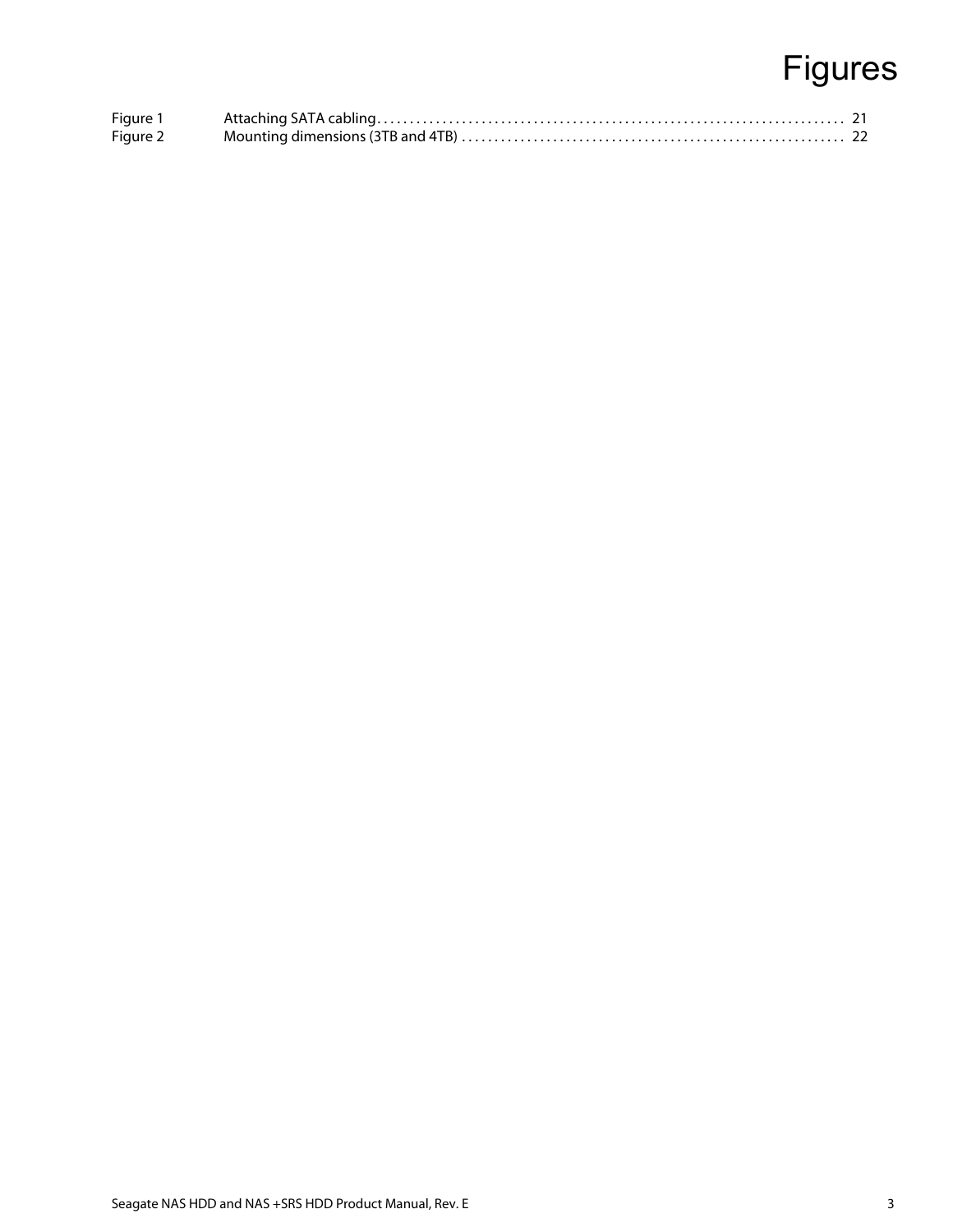# Figures

| | | |
|---|---|---|
| Figure 1 | Attaching SATA cabling | 21 |
| Figure 2 | Mounting dimensions (3TB and 4TB) | 22 |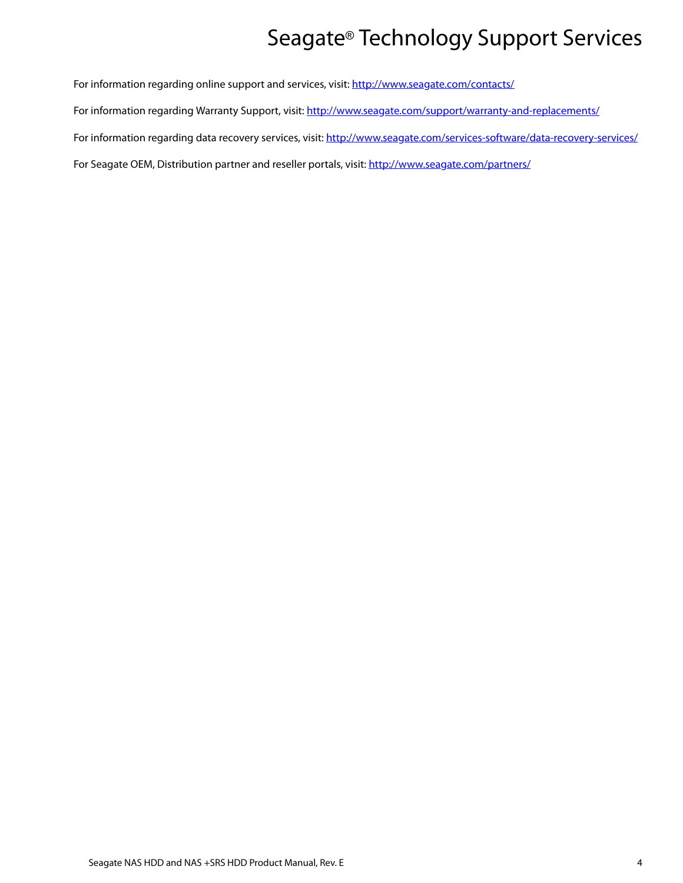# Seagate® Technology Support Services

For information regarding online support and services, visit: http://www.seagate.com/contacts/

For information regarding Warranty Support, visit: http://www.seagate.com/support/warranty-and-replacements/

For information regarding data recovery services, visit: http://www.seagate.com/services-software/data-recovery-services/

For Seagate OEM, Distribution partner and reseller portals, visit: http://www.seagate.com/partners/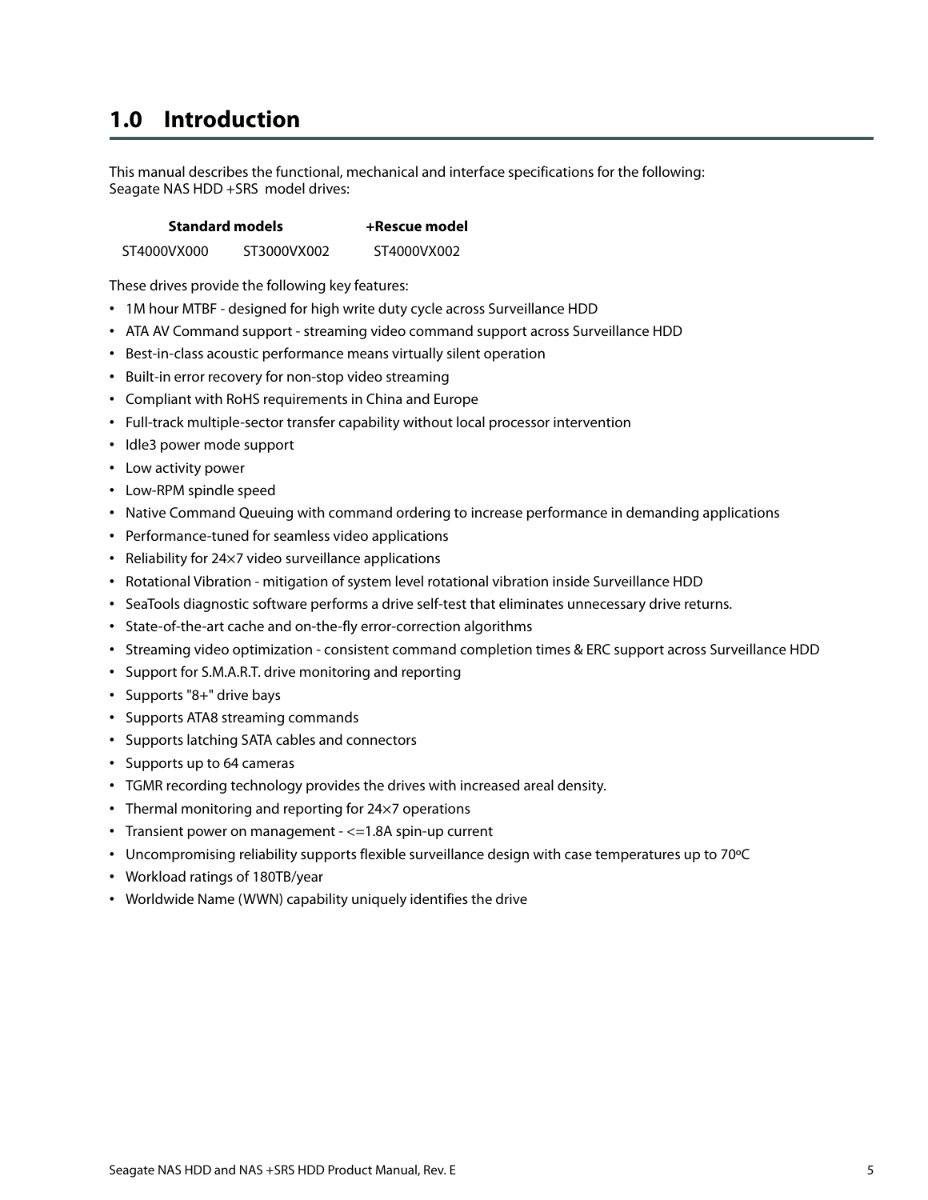# 1.0 Introduction

This manual describes the functional, mechanical and interface specifications for the following:
Seagate NAS HDD +SRS model drives:

| Standard models | | +Rescue model |
|---|---|---|
| ST4000VX000 | ST3000VX002 | ST4000VX002 |

These drives provide the following key features:

- 1M hour MTBF - designed for high write duty cycle across Surveillance HDD
- ATA AV Command support - streaming video command support across Surveillance HDD
- Best-in-class acoustic performance means virtually silent operation
- Built-in error recovery for non-stop video streaming
- Compliant with RoHS requirements in China and Europe
- Full-track multiple-sector transfer capability without local processor intervention
- Idle3 power mode support
- Low activity power
- Low-RPM spindle speed
- Native Command Queuing with command ordering to increase performance in demanding applications
- Performance-tuned for seamless video applications
- Reliability for 24×7 video surveillance applications
- Rotational Vibration - mitigation of system level rotational vibration inside Surveillance HDD
- SeaTools diagnostic software performs a drive self-test that eliminates unnecessary drive returns.
- State-of-the-art cache and on-the-fly error-correction algorithms
- Streaming video optimization - consistent command completion times & ERC support across Surveillance HDD
- Support for S.M.A.R.T. drive monitoring and reporting
- Supports "8+" drive bays
- Supports ATA8 streaming commands
- Supports latching SATA cables and connectors
- Supports up to 64 cameras
- TGMR recording technology provides the drives with increased areal density.
- Thermal monitoring and reporting for 24×7 operations
- Transient power on management - <=1.8A spin-up current
- Uncompromising reliability supports flexible surveillance design with case temperatures up to 70ºC
- Workload ratings of 180TB/year
- Worldwide Name (WWN) capability uniquely identifies the drive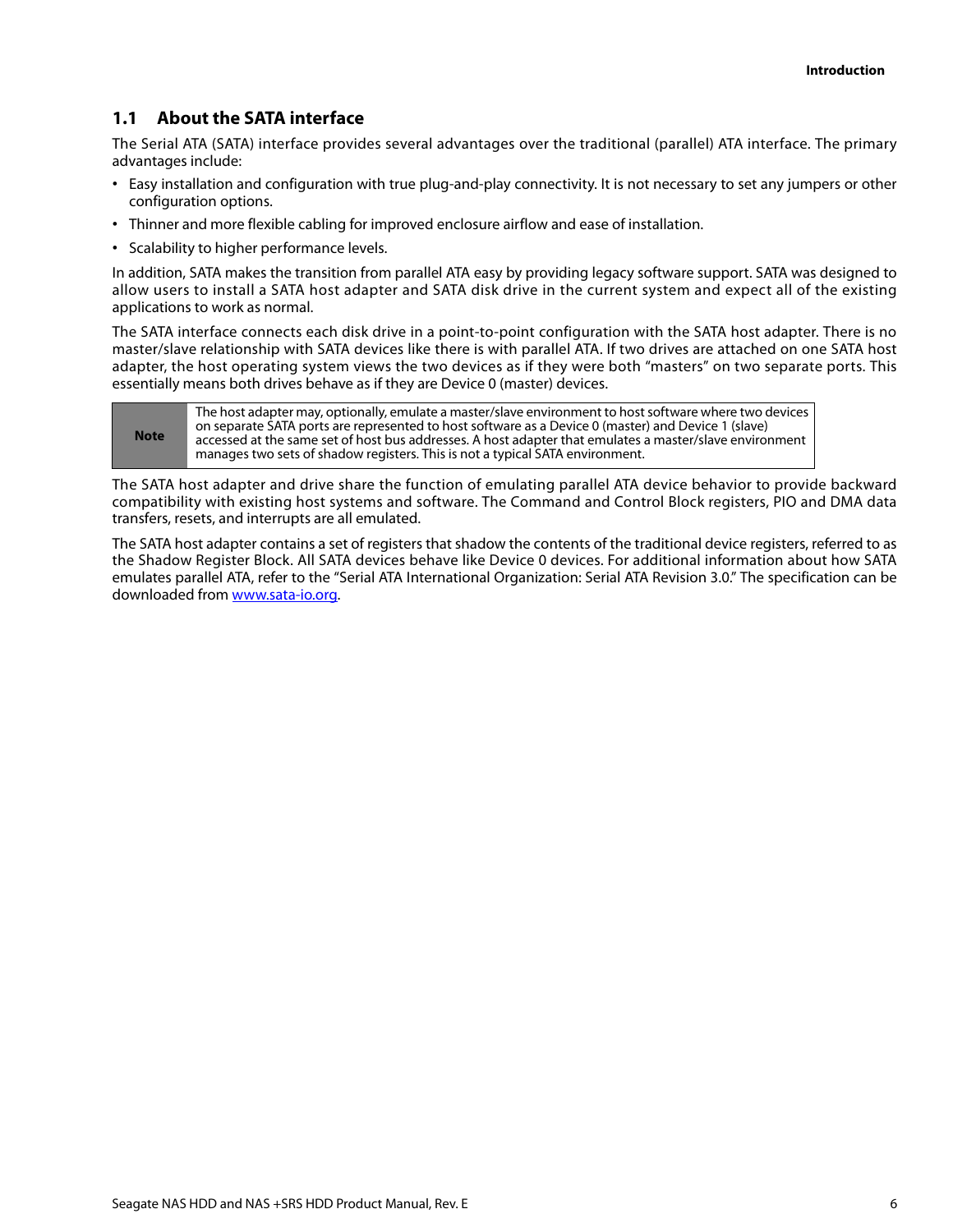## 1.1 About the SATA interface

The Serial ATA (SATA) interface provides several advantages over the traditional (parallel) ATA interface. The primary advantages include:

- Easy installation and configuration with true plug-and-play connectivity. It is not necessary to set any jumpers or other configuration options.
- Thinner and more flexible cabling for improved enclosure airflow and ease of installation.
- Scalability to higher performance levels.

In addition, SATA makes the transition from parallel ATA easy by providing legacy software support. SATA was designed to allow users to install a SATA host adapter and SATA disk drive in the current system and expect all of the existing applications to work as normal.

The SATA interface connects each disk drive in a point-to-point configuration with the SATA host adapter. There is no master/slave relationship with SATA devices like there is with parallel ATA. If two drives are attached on one SATA host adapter, the host operating system views the two devices as if they were both "masters" on two separate ports. This essentially means both drives behave as if they are Device 0 (master) devices.

| Note | The host adapter may, optionally, emulate a master/slave environment to host software where two devices on separate SATA ports are represented to host software as a Device 0 (master) and Device 1 (slave) accessed at the same set of host bus addresses. A host adapter that emulates a master/slave environment manages two sets of shadow registers. This is not a typical SATA environment. |
|---|---|

The SATA host adapter and drive share the function of emulating parallel ATA device behavior to provide backward compatibility with existing host systems and software. The Command and Control Block registers, PIO and DMA data transfers, resets, and interrupts are all emulated.

The SATA host adapter contains a set of registers that shadow the contents of the traditional device registers, referred to as the Shadow Register Block. All SATA devices behave like Device 0 devices. For additional information about how SATA emulates parallel ATA, refer to the "Serial ATA International Organization: Serial ATA Revision 3.0." The specification can be downloaded from www.sata-io.org.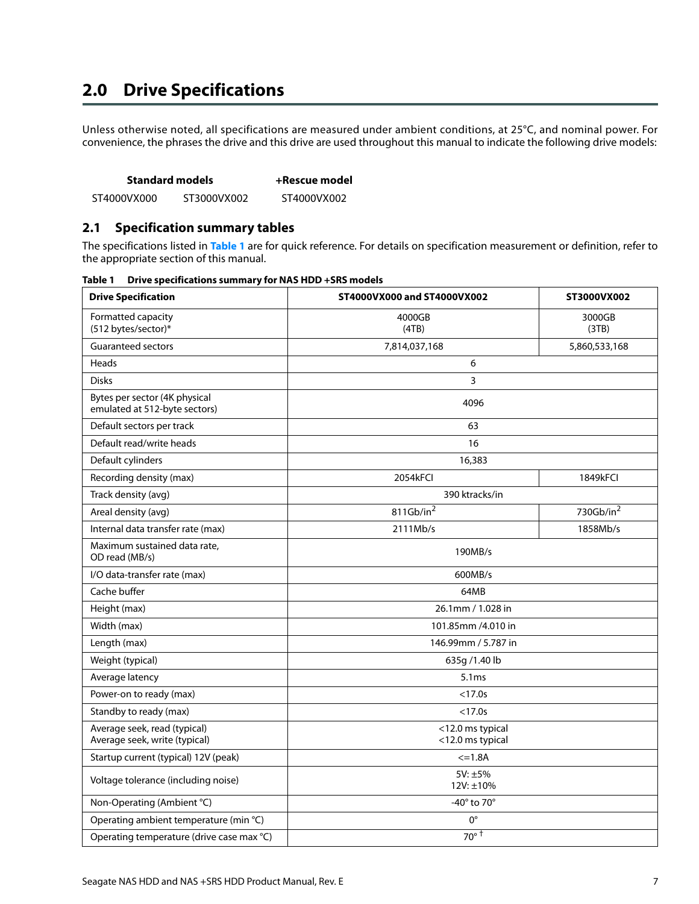# 2.0 Drive Specifications

Unless otherwise noted, all specifications are measured under ambient conditions, at 25°C, and nominal power. For convenience, the phrases the drive and this drive are used throughout this manual to indicate the following drive models:

| **Standard models** | | **+Rescue model** |
|---|---|---|
| ST4000VX000 | ST3000VX002 | ST4000VX002 |

## 2.1 Specification summary tables

The specifications listed in **Table 1** are for quick reference. For details on specification measurement or definition, refer to the appropriate section of this manual.

**Table 1 Drive specifications summary for NAS HDD +SRS models**

| **Drive Specification** | **ST4000VX000 and ST4000VX002** | **ST3000VX002** |
|---|---|---|
| Formatted capacity (512 bytes/sector)* | 4000GB (4TB) | 3000GB (3TB) |
| Guaranteed sectors | 7,814,037,168 | 5,860,533,168 |
| Heads | 6 | |
| Disks | 3 | |
| Bytes per sector (4K physical emulated at 512-byte sectors) | 4096 | |
| Default sectors per track | 63 | |
| Default read/write heads | 16 | |
| Default cylinders | 16,383 | |
| Recording density (max) | 2054kFCI | 1849kFCI |
| Track density (avg) | 390 ktracks/in | |
| Areal density (avg) | 811Gb/in$^2$ | 730Gb/in$^2$ |
| Internal data transfer rate (max) | 2111Mb/s | 1858Mb/s |
| Maximum sustained data rate, OD read (MB/s) | 190MB/s | |
| I/O data-transfer rate (max) | 600MB/s | |
| Cache buffer | 64MB | |
| Height (max) | 26.1mm / 1.028 in | |
| Width (max) | 101.85mm /4.010 in | |
| Length (max) | 146.99mm / 5.787 in | |
| Weight (typical) | 635g /1.40 lb | |
| Average latency | 5.1ms | |
| Power-on to ready (max) | <17.0s | |
| Standby to ready (max) | <17.0s | |
| Average seek, read (typical) Average seek, write (typical) | <12.0 ms typical <12.0 ms typical | |
| Startup current (typical) 12V (peak) | <=1.8A | |
| Voltage tolerance (including noise) | 5V: ±5% 12V: ±10% | |
| Non-Operating (Ambient °C) | -40° to 70° | |
| Operating ambient temperature (min °C) | 0° | |
| Operating temperature (drive case max °C) | 70° † | |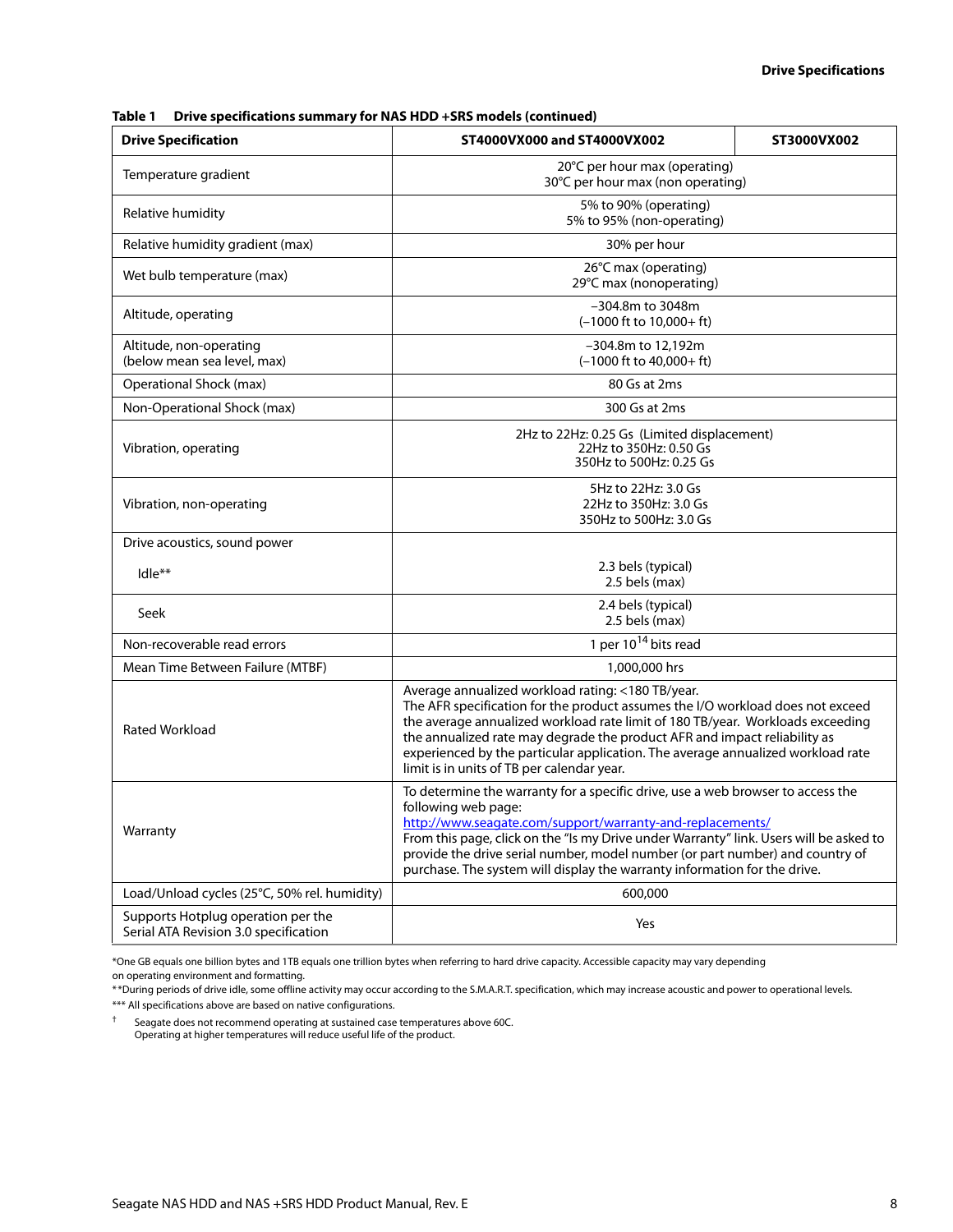**Table 1 Drive specifications summary for NAS HDD +SRS models (continued)**

| Drive Specification | ST4000VX000 and ST4000VX002 | ST3000VX002 |
|---|---|---|
| Temperature gradient | 20°C per hour max (operating)<br>30°C per hour max (non operating) | |
| Relative humidity | 5% to 90% (operating)<br>5% to 95% (non-operating) | |
| Relative humidity gradient (max) | 30% per hour | |
| Wet bulb temperature (max) | 26°C max (operating)<br>29°C max (nonoperating) | |
| Altitude, operating | –304.8m to 3048m<br>(–1000 ft to 10,000+ ft) | |
| Altitude, non-operating<br>(below mean sea level, max) | –304.8m to 12,192m<br>(–1000 ft to 40,000+ ft) | |
| Operational Shock (max) | 80 Gs at 2ms | |
| Non-Operational Shock (max) | 300 Gs at 2ms | |
| Vibration, operating | 2Hz to 22Hz: 0.25 Gs (Limited displacement)<br>22Hz to 350Hz: 0.50 Gs<br>350Hz to 500Hz: 0.25 Gs | |
| Vibration, non-operating | 5Hz to 22Hz: 3.0 Gs<br>22Hz to 350Hz: 3.0 Gs<br>350Hz to 500Hz: 3.0 Gs | |
| Drive acoustics, sound power<br>Idle** | 2.3 bels (typical)<br>2.5 bels (max) | |
| Seek | 2.4 bels (typical)<br>2.5 bels (max) | |
| Non-recoverable read errors | 1 per $10^{14}$ bits read | |
| Mean Time Between Failure (MTBF) | 1,000,000 hrs | |
| Rated Workload | Average annualized workload rating: <180 TB/year.<br>The AFR specification for the product assumes the I/O workload does not exceed the average annualized workload rate limit of 180 TB/year. Workloads exceeding the annualized rate may degrade the product AFR and impact reliability as experienced by the particular application. The average annualized workload rate limit is in units of TB per calendar year. | |
| Warranty | To determine the warranty for a specific drive, use a web browser to access the following web page:<br>http://www.seagate.com/support/warranty-and-replacements/<br>From this page, click on the "Is my Drive under Warranty" link. Users will be asked to provide the drive serial number, model number (or part number) and country of purchase. The system will display the warranty information for the drive. | |
| Load/Unload cycles (25°C, 50% rel. humidity) | 600,000 | |
| Supports Hotplug operation per the Serial ATA Revision 3.0 specification | Yes | |

*One GB equals one billion bytes and 1TB equals one trillion bytes when referring to hard drive capacity. Accessible capacity may vary depending on operating environment and formatting.

**During periods of drive idle, some offline activity may occur according to the S.M.A.R.T. specification, which may increase acoustic and power to operational levels.

*** All specifications above are based on native configurations.

† Seagate does not recommend operating at sustained case temperatures above 60C.
Operating at higher temperatures will reduce useful life of the product.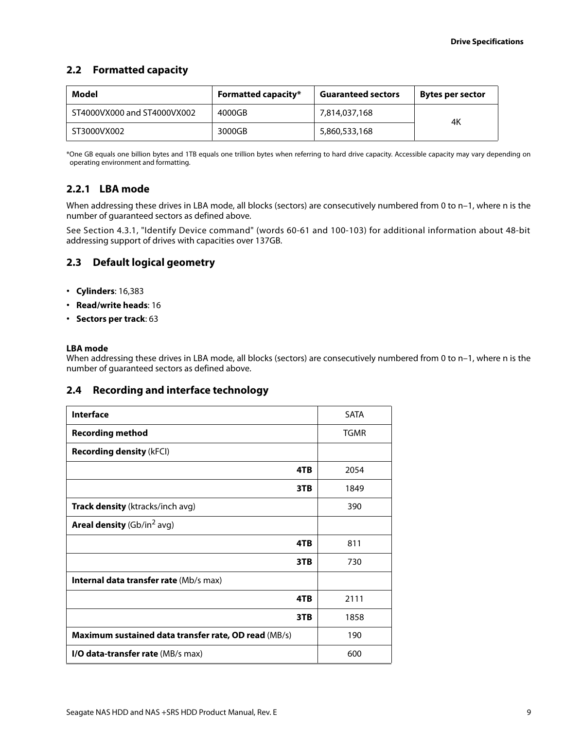## 2.2 Formatted capacity

| Model | Formatted capacity* | Guaranteed sectors | Bytes per sector |
|---|---|---|---|
| ST4000VX000 and ST4000VX002 | 4000GB | 7,814,037,168 | 4K |
| ST3000VX002 | 3000GB | 5,860,533,168 | |

*One GB equals one billion bytes and 1TB equals one trillion bytes when referring to hard drive capacity. Accessible capacity may vary depending on operating environment and formatting.

### 2.2.1 LBA mode

When addressing these drives in LBA mode, all blocks (sectors) are consecutively numbered from 0 to n–1, where n is the number of guaranteed sectors as defined above.

See Section 4.3.1, "Identify Device command" (words 60-61 and 100-103) for additional information about 48-bit addressing support of drives with capacities over 137GB.

## 2.3 Default logical geometry

- **Cylinders**: 16,383
- **Read/write heads**: 16
- **Sectors per track**: 63

**LBA mode**
When addressing these drives in LBA mode, all blocks (sectors) are consecutively numbered from 0 to n–1, where n is the number of guaranteed sectors as defined above.

## 2.4 Recording and interface technology

| | |
|---|---|
| **Interface** | SATA |
| **Recording method** | TGMR |
| **Recording density** (kFCI) | |
| **4TB** | 2054 |
| **3TB** | 1849 |
| **Track density** (ktracks/inch avg) | 390 |
| **Areal density** (Gb/in$^2$ avg) | |
| **4TB** | 811 |
| **3TB** | 730 |
| **Internal data transfer rate** (Mb/s max) | |
| **4TB** | 2111 |
| **3TB** | 1858 |
| **Maximum sustained data transfer rate, OD read** (MB/s) | 190 |
| **I/O data-transfer rate** (MB/s max) | 600 |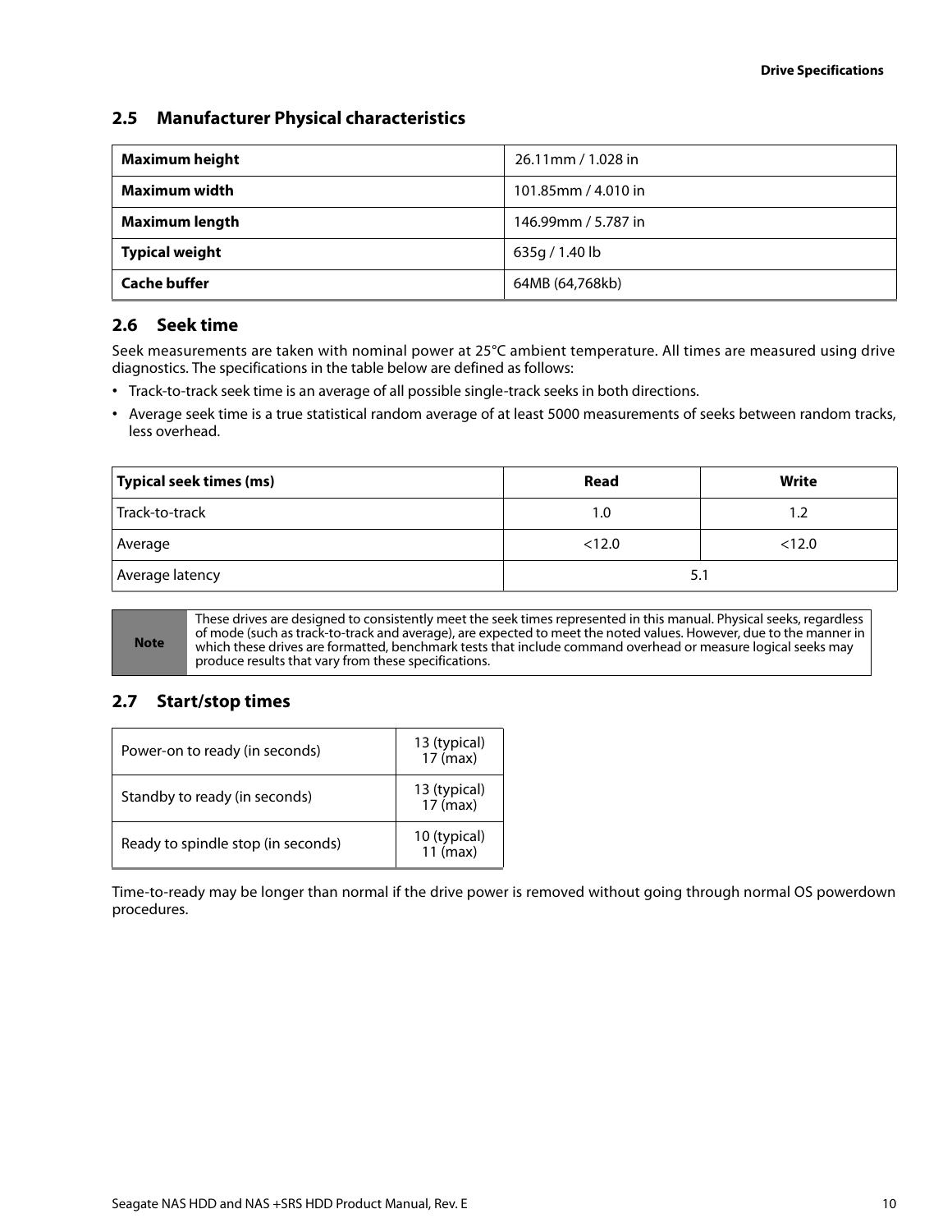## 2.5 Manufacturer Physical characteristics

| | |
|---|---|
| **Maximum height** | 26.11mm / 1.028 in |
| **Maximum width** | 101.85mm / 4.010 in |
| **Maximum length** | 146.99mm / 5.787 in |
| **Typical weight** | 635g / 1.40 lb |
| **Cache buffer** | 64MB (64,768kb) |

## 2.6 Seek time

Seek measurements are taken with nominal power at 25°C ambient temperature. All times are measured using drive diagnostics. The specifications in the table below are defined as follows:

- Track-to-track seek time is an average of all possible single-track seeks in both directions.
- Average seek time is a true statistical random average of at least 5000 measurements of seeks between random tracks, less overhead.

| Typical seek times (ms) | Read | Write |
|---|---|---|
| Track-to-track | 1.0 | 1.2 |
| Average | <12.0 | <12.0 |
| Average latency | 5.1 | |

| | |
|---|---|
| **Note** | These drives are designed to consistently meet the seek times represented in this manual. Physical seeks, regardless of mode (such as track-to-track and average), are expected to meet the noted values. However, due to the manner in which these drives are formatted, benchmark tests that include command overhead or measure logical seeks may produce results that vary from these specifications. |

## 2.7 Start/stop times

| | |
|---|---|
| Power-on to ready (in seconds) | 13 (typical) 17 (max) |
| Standby to ready (in seconds) | 13 (typical) 17 (max) |
| Ready to spindle stop (in seconds) | 10 (typical) 11 (max) |

Time-to-ready may be longer than normal if the drive power is removed without going through normal OS powerdown procedures.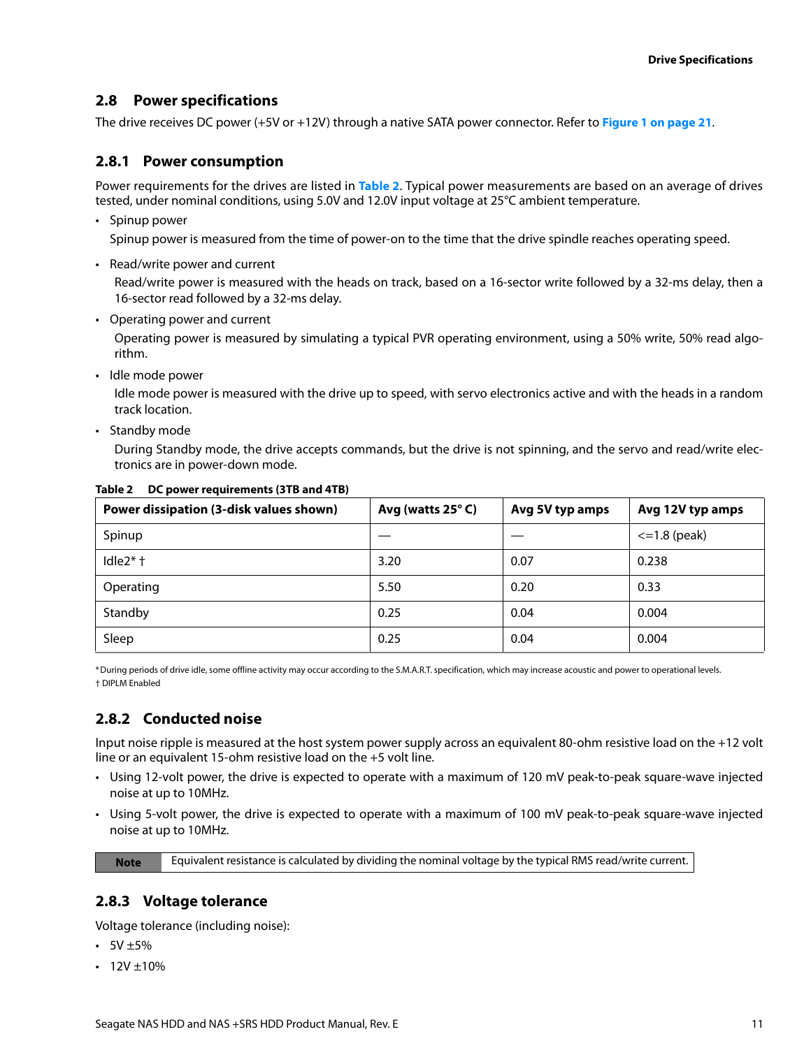## 2.8 Power specifications

The drive receives DC power (+5V or +12V) through a native SATA power connector. Refer to **Figure 1 on page 21**.

### 2.8.1 Power consumption

Power requirements for the drives are listed in **Table 2**. Typical power measurements are based on an average of drives tested, under nominal conditions, using 5.0V and 12.0V input voltage at 25°C ambient temperature.

- Spinup power

  Spinup power is measured from the time of power-on to the time that the drive spindle reaches operating speed.

- Read/write power and current

  Read/write power is measured with the heads on track, based on a 16-sector write followed by a 32-ms delay, then a 16-sector read followed by a 32-ms delay.

- Operating power and current

  Operating power is measured by simulating a typical PVR operating environment, using a 50% write, 50% read algorithm.

- Idle mode power

  Idle mode power is measured with the drive up to speed, with servo electronics active and with the heads in a random track location.

- Standby mode

  During Standby mode, the drive accepts commands, but the drive is not spinning, and the servo and read/write electronics are in power-down mode.

**Table 2 DC power requirements (3TB and 4TB)**

| Power dissipation (3-disk values shown) | Avg (watts 25° C) | Avg 5V typ amps | Avg 12V typ amps |
|---|---|---|---|
| Spinup | — | — | <=1.8 (peak) |
| Idle2* † | 3.20 | 0.07 | 0.238 |
| Operating | 5.50 | 0.20 | 0.33 |
| Standby | 0.25 | 0.04 | 0.004 |
| Sleep | 0.25 | 0.04 | 0.004 |

*During periods of drive idle, some offline activity may occur according to the S.M.A.R.T. specification, which may increase acoustic and power to operational levels.
† DIPLM Enabled

### 2.8.2 Conducted noise

Input noise ripple is measured at the host system power supply across an equivalent 80-ohm resistive load on the +12 volt line or an equivalent 15-ohm resistive load on the +5 volt line.

- Using 12-volt power, the drive is expected to operate with a maximum of 120 mV peak-to-peak square-wave injected noise at up to 10MHz.
- Using 5-volt power, the drive is expected to operate with a maximum of 100 mV peak-to-peak square-wave injected noise at up to 10MHz.

| Note | Equivalent resistance is calculated by dividing the nominal voltage by the typical RMS read/write current. |
|---|---|

### 2.8.3 Voltage tolerance

Voltage tolerance (including noise):

- 5V ±5%
- 12V ±10%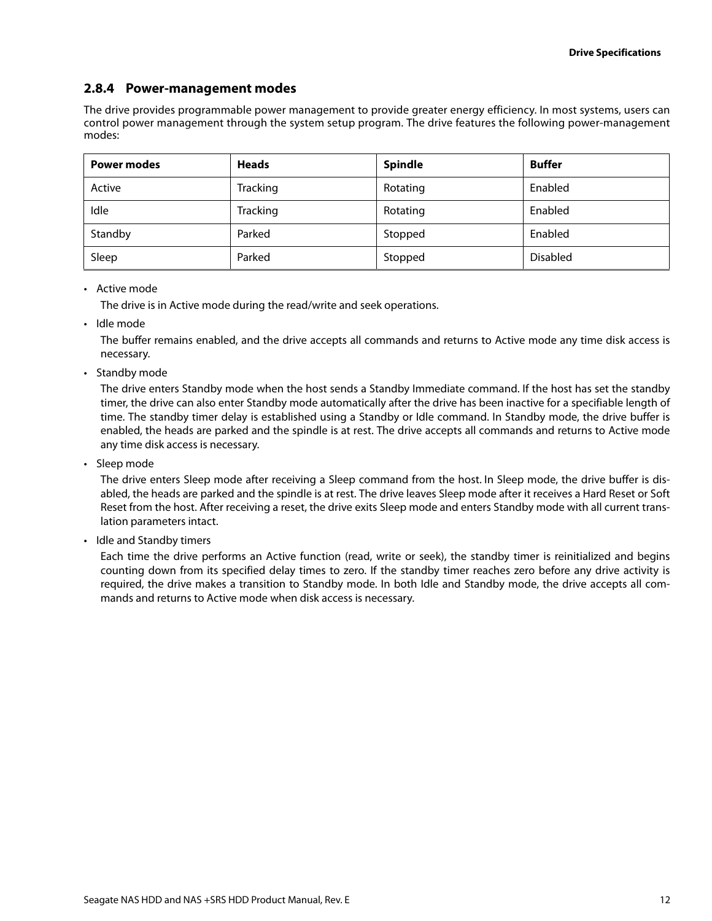### 2.8.4 Power-management modes

The drive provides programmable power management to provide greater energy efficiency. In most systems, users can control power management through the system setup program. The drive features the following power-management modes:

| Power modes | Heads | Spindle | Buffer |
|---|---|---|---|
| Active | Tracking | Rotating | Enabled |
| Idle | Tracking | Rotating | Enabled |
| Standby | Parked | Stopped | Enabled |
| Sleep | Parked | Stopped | Disabled |

- Active mode

  The drive is in Active mode during the read/write and seek operations.

- Idle mode

  The buffer remains enabled, and the drive accepts all commands and returns to Active mode any time disk access is necessary.

- Standby mode

  The drive enters Standby mode when the host sends a Standby Immediate command. If the host has set the standby timer, the drive can also enter Standby mode automatically after the drive has been inactive for a specifiable length of time. The standby timer delay is established using a Standby or Idle command. In Standby mode, the drive buffer is enabled, the heads are parked and the spindle is at rest. The drive accepts all commands and returns to Active mode any time disk access is necessary.

- Sleep mode

  The drive enters Sleep mode after receiving a Sleep command from the host. In Sleep mode, the drive buffer is disabled, the heads are parked and the spindle is at rest. The drive leaves Sleep mode after it receives a Hard Reset or Soft Reset from the host. After receiving a reset, the drive exits Sleep mode and enters Standby mode with all current translation parameters intact.

- Idle and Standby timers

  Each time the drive performs an Active function (read, write or seek), the standby timer is reinitialized and begins counting down from its specified delay times to zero. If the standby timer reaches zero before any drive activity is required, the drive makes a transition to Standby mode. In both Idle and Standby mode, the drive accepts all commands and returns to Active mode when disk access is necessary.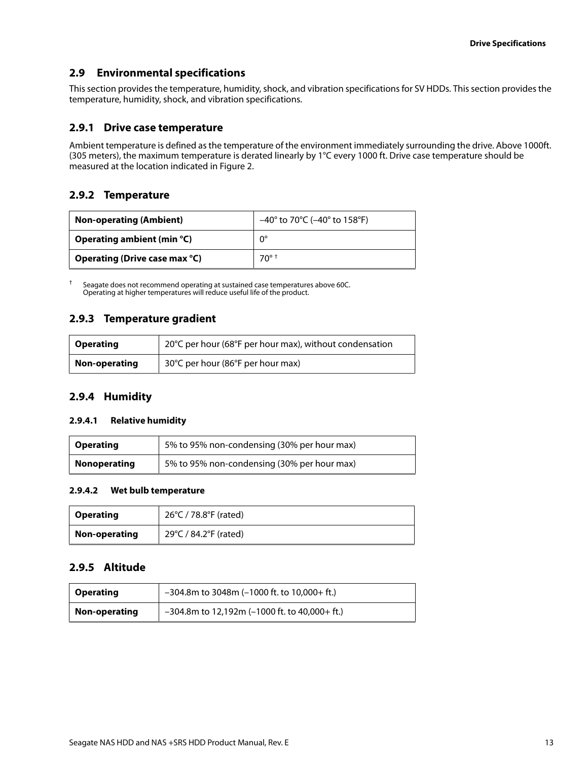## 2.9 Environmental specifications

This section provides the temperature, humidity, shock, and vibration specifications for SV HDDs. This section provides the temperature, humidity, shock, and vibration specifications.

### 2.9.1 Drive case temperature

Ambient temperature is defined as the temperature of the environment immediately surrounding the drive. Above 1000ft. (305 meters), the maximum temperature is derated linearly by 1°C every 1000 ft. Drive case temperature should be measured at the location indicated in Figure 2.

### 2.9.2 Temperature

| **Non-operating (Ambient)** | –40° to 70°C (–40° to 158°F) |
|---|---|
| **Operating ambient (min °C)** | 0° |
| **Operating (Drive case max °C)** | 70° † |

† Seagate does not recommend operating at sustained case temperatures above 60C. Operating at higher temperatures will reduce useful life of the product.

### 2.9.3 Temperature gradient

| **Operating** | 20°C per hour (68°F per hour max), without condensation |
|---|---|
| **Non-operating** | 30°C per hour (86°F per hour max) |

### 2.9.4 Humidity

#### 2.9.4.1 Relative humidity

| **Operating** | 5% to 95% non-condensing (30% per hour max) |
|---|---|
| **Nonoperating** | 5% to 95% non-condensing (30% per hour max) |

#### 2.9.4.2 Wet bulb temperature

| **Operating** | 26°C / 78.8°F (rated) |
|---|---|
| **Non-operating** | 29°C / 84.2°F (rated) |

### 2.9.5 Altitude

| **Operating** | –304.8m to 3048m (–1000 ft. to 10,000+ ft.) |
|---|---|
| **Non-operating** | –304.8m to 12,192m (–1000 ft. to 40,000+ ft.) |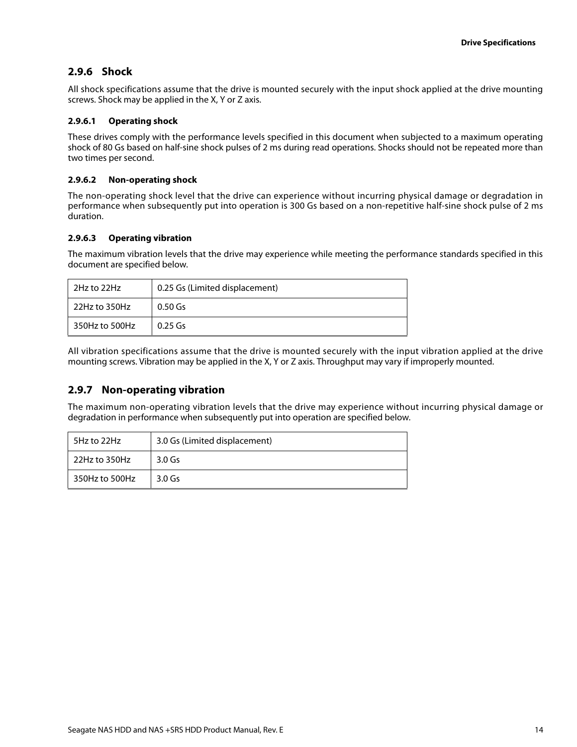### 2.9.6 Shock

All shock specifications assume that the drive is mounted securely with the input shock applied at the drive mounting screws. Shock may be applied in the X, Y or Z axis.

#### 2.9.6.1 Operating shock

These drives comply with the performance levels specified in this document when subjected to a maximum operating shock of 80 Gs based on half-sine shock pulses of 2 ms during read operations. Shocks should not be repeated more than two times per second.

#### 2.9.6.2 Non-operating shock

The non-operating shock level that the drive can experience without incurring physical damage or degradation in performance when subsequently put into operation is 300 Gs based on a non-repetitive half-sine shock pulse of 2 ms duration.

#### 2.9.6.3 Operating vibration

The maximum vibration levels that the drive may experience while meeting the performance standards specified in this document are specified below.

| | |
|---|---|
| 2Hz to 22Hz | 0.25 Gs (Limited displacement) |
| 22Hz to 350Hz | 0.50 Gs |
| 350Hz to 500Hz | 0.25 Gs |

All vibration specifications assume that the drive is mounted securely with the input vibration applied at the drive mounting screws. Vibration may be applied in the X, Y or Z axis. Throughput may vary if improperly mounted.

### 2.9.7 Non-operating vibration

The maximum non-operating vibration levels that the drive may experience without incurring physical damage or degradation in performance when subsequently put into operation are specified below.

| | |
|---|---|
| 5Hz to 22Hz | 3.0 Gs (Limited displacement) |
| 22Hz to 350Hz | 3.0 Gs |
| 350Hz to 500Hz | 3.0 Gs |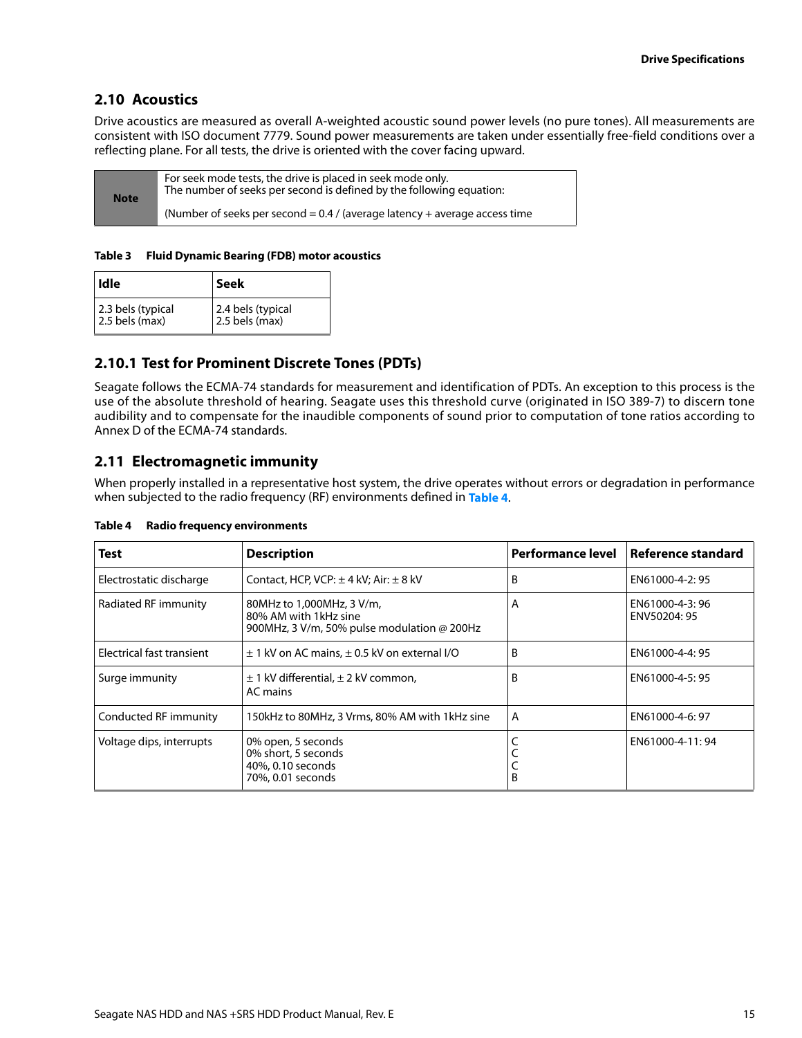## 2.10 Acoustics

Drive acoustics are measured as overall A-weighted acoustic sound power levels (no pure tones). All measurements are consistent with ISO document 7779. Sound power measurements are taken under essentially free-field conditions over a reflecting plane. For all tests, the drive is oriented with the cover facing upward.

| Note | For seek mode tests, the drive is placed in seek mode only.<br>The number of seeks per second is defined by the following equation:<br><br>(Number of seeks per second = 0.4 / (average latency + average access time |
|---|---|

**Table 3 Fluid Dynamic Bearing (FDB) motor acoustics**

| Idle | Seek |
|---|---|
| 2.3 bels (typical<br>2.5 bels (max) | 2.4 bels (typical<br>2.5 bels (max) |

### 2.10.1 Test for Prominent Discrete Tones (PDTs)

Seagate follows the ECMA-74 standards for measurement and identification of PDTs. An exception to this process is the use of the absolute threshold of hearing. Seagate uses this threshold curve (originated in ISO 389-7) to discern tone audibility and to compensate for the inaudible components of sound prior to computation of tone ratios according to Annex D of the ECMA-74 standards.

## 2.11 Electromagnetic immunity

When properly installed in a representative host system, the drive operates without errors or degradation in performance when subjected to the radio frequency (RF) environments defined in Table 4.

**Table 4 Radio frequency environments**

| Test | Description | Performance level | Reference standard |
|---|---|---|---|
| Electrostatic discharge | Contact, HCP, VCP: ± 4 kV; Air: ± 8 kV | B | EN61000-4-2: 95 |
| Radiated RF immunity | 80MHz to 1,000MHz, 3 V/m,<br>80% AM with 1kHz sine<br>900MHz, 3 V/m, 50% pulse modulation @ 200Hz | A | EN61000-4-3: 96<br>ENV50204: 95 |
| Electrical fast transient | ± 1 kV on AC mains, ± 0.5 kV on external I/O | B | EN61000-4-4: 95 |
| Surge immunity | ± 1 kV differential, ± 2 kV common,<br>AC mains | B | EN61000-4-5: 95 |
| Conducted RF immunity | 150kHz to 80MHz, 3 Vrms, 80% AM with 1kHz sine | A | EN61000-4-6: 97 |
| Voltage dips, interrupts | 0% open, 5 seconds<br>0% short, 5 seconds<br>40%, 0.10 seconds<br>70%, 0.01 seconds | C<br>C<br>C<br>B | EN61000-4-11: 94 |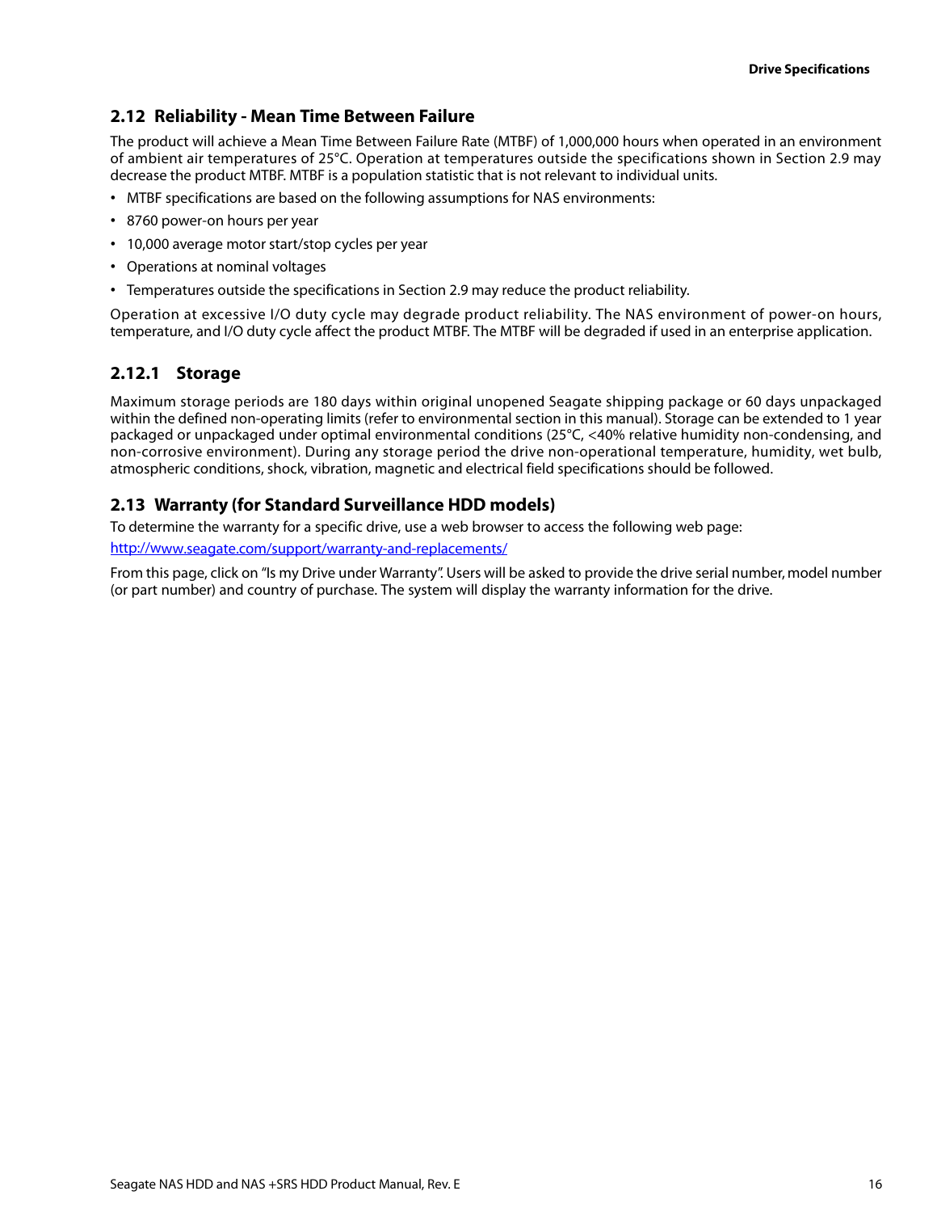## 2.12 Reliability - Mean Time Between Failure

The product will achieve a Mean Time Between Failure Rate (MTBF) of 1,000,000 hours when operated in an environment of ambient air temperatures of 25°C. Operation at temperatures outside the specifications shown in Section 2.9 may decrease the product MTBF. MTBF is a population statistic that is not relevant to individual units.

- MTBF specifications are based on the following assumptions for NAS environments:
- 8760 power-on hours per year
- 10,000 average motor start/stop cycles per year
- Operations at nominal voltages
- Temperatures outside the specifications in Section 2.9 may reduce the product reliability.

Operation at excessive I/O duty cycle may degrade product reliability. The NAS environment of power-on hours, temperature, and I/O duty cycle affect the product MTBF. The MTBF will be degraded if used in an enterprise application.

### 2.12.1 Storage

Maximum storage periods are 180 days within original unopened Seagate shipping package or 60 days unpackaged within the defined non-operating limits (refer to environmental section in this manual). Storage can be extended to 1 year packaged or unpackaged under optimal environmental conditions (25°C, <40% relative humidity non-condensing, and non-corrosive environment). During any storage period the drive non-operational temperature, humidity, wet bulb, atmospheric conditions, shock, vibration, magnetic and electrical field specifications should be followed.

## 2.13 Warranty (for Standard Surveillance HDD models)

To determine the warranty for a specific drive, use a web browser to access the following web page:

http://www.seagate.com/support/warranty-and-replacements/

From this page, click on "Is my Drive under Warranty". Users will be asked to provide the drive serial number, model number (or part number) and country of purchase. The system will display the warranty information for the drive.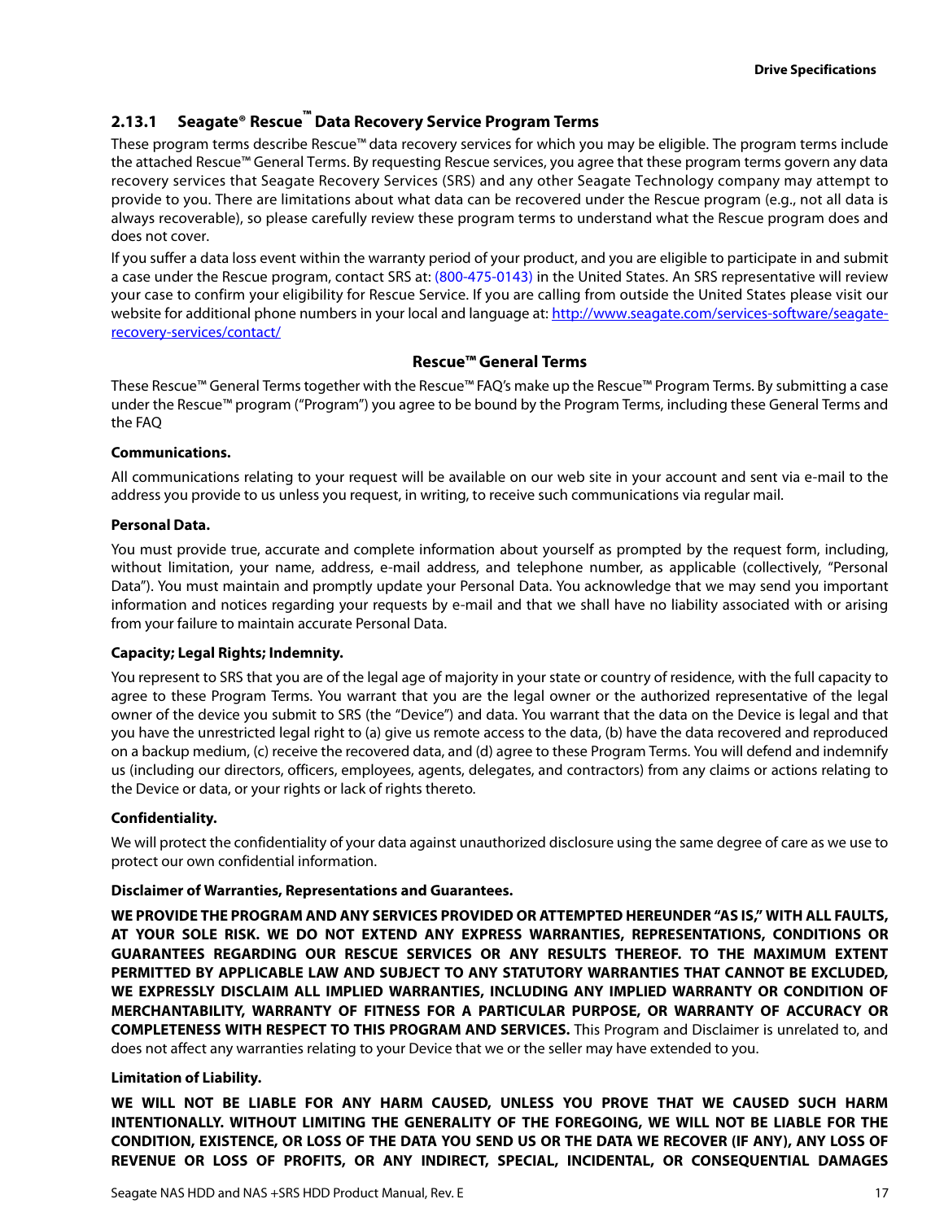### 2.13.1 Seagate® Rescue™ Data Recovery Service Program Terms

These program terms describe Rescue™ data recovery services for which you may be eligible. The program terms include the attached Rescue™ General Terms. By requesting Rescue services, you agree that these program terms govern any data recovery services that Seagate Recovery Services (SRS) and any other Seagate Technology company may attempt to provide to you. There are limitations about what data can be recovered under the Rescue program (e.g., not all data is always recoverable), so please carefully review these program terms to understand what the Rescue program does and does not cover.

If you suffer a data loss event within the warranty period of your product, and you are eligible to participate in and submit a case under the Rescue program, contact SRS at: (800-475-0143) in the United States. An SRS representative will review your case to confirm your eligibility for Rescue Service. If you are calling from outside the United States please visit our website for additional phone numbers in your local and language at: http://www.seagate.com/services-software/seagate-recovery-services/contact/

**Rescue™ General Terms**

These Rescue™ General Terms together with the Rescue™ FAQ's make up the Rescue™ Program Terms. By submitting a case under the Rescue™ program ("Program") you agree to be bound by the Program Terms, including these General Terms and the FAQ

**Communications.**

All communications relating to your request will be available on our web site in your account and sent via e-mail to the address you provide to us unless you request, in writing, to receive such communications via regular mail.

**Personal Data.**

You must provide true, accurate and complete information about yourself as prompted by the request form, including, without limitation, your name, address, e-mail address, and telephone number, as applicable (collectively, "Personal Data"). You must maintain and promptly update your Personal Data. You acknowledge that we may send you important information and notices regarding your requests by e-mail and that we shall have no liability associated with or arising from your failure to maintain accurate Personal Data.

**Capacity; Legal Rights; Indemnity.**

You represent to SRS that you are of the legal age of majority in your state or country of residence, with the full capacity to agree to these Program Terms. You warrant that you are the legal owner or the authorized representative of the legal owner of the device you submit to SRS (the "Device") and data. You warrant that the data on the Device is legal and that you have the unrestricted legal right to (a) give us remote access to the data, (b) have the data recovered and reproduced on a backup medium, (c) receive the recovered data, and (d) agree to these Program Terms. You will defend and indemnify us (including our directors, officers, employees, agents, delegates, and contractors) from any claims or actions relating to the Device or data, or your rights or lack of rights thereto.

**Confidentiality.**

We will protect the confidentiality of your data against unauthorized disclosure using the same degree of care as we use to protect our own confidential information.

**Disclaimer of Warranties, Representations and Guarantees.**

**WE PROVIDE THE PROGRAM AND ANY SERVICES PROVIDED OR ATTEMPTED HEREUNDER "AS IS," WITH ALL FAULTS, AT YOUR SOLE RISK. WE DO NOT EXTEND ANY EXPRESS WARRANTIES, REPRESENTATIONS, CONDITIONS OR GUARANTEES REGARDING OUR RESCUE SERVICES OR ANY RESULTS THEREOF. TO THE MAXIMUM EXTENT PERMITTED BY APPLICABLE LAW AND SUBJECT TO ANY STATUTORY WARRANTIES THAT CANNOT BE EXCLUDED, WE EXPRESSLY DISCLAIM ALL IMPLIED WARRANTIES, INCLUDING ANY IMPLIED WARRANTY OR CONDITION OF MERCHANTABILITY, WARRANTY OF FITNESS FOR A PARTICULAR PURPOSE, OR WARRANTY OF ACCURACY OR COMPLETENESS WITH RESPECT TO THIS PROGRAM AND SERVICES.** This Program and Disclaimer is unrelated to, and does not affect any warranties relating to your Device that we or the seller may have extended to you.

**Limitation of Liability.**

**WE WILL NOT BE LIABLE FOR ANY HARM CAUSED, UNLESS YOU PROVE THAT WE CAUSED SUCH HARM INTENTIONALLY. WITHOUT LIMITING THE GENERALITY OF THE FOREGOING, WE WILL NOT BE LIABLE FOR THE CONDITION, EXISTENCE, OR LOSS OF THE DATA YOU SEND US OR THE DATA WE RECOVER (IF ANY), ANY LOSS OF REVENUE OR LOSS OF PROFITS, OR ANY INDIRECT, SPECIAL, INCIDENTAL, OR CONSEQUENTIAL DAMAGES**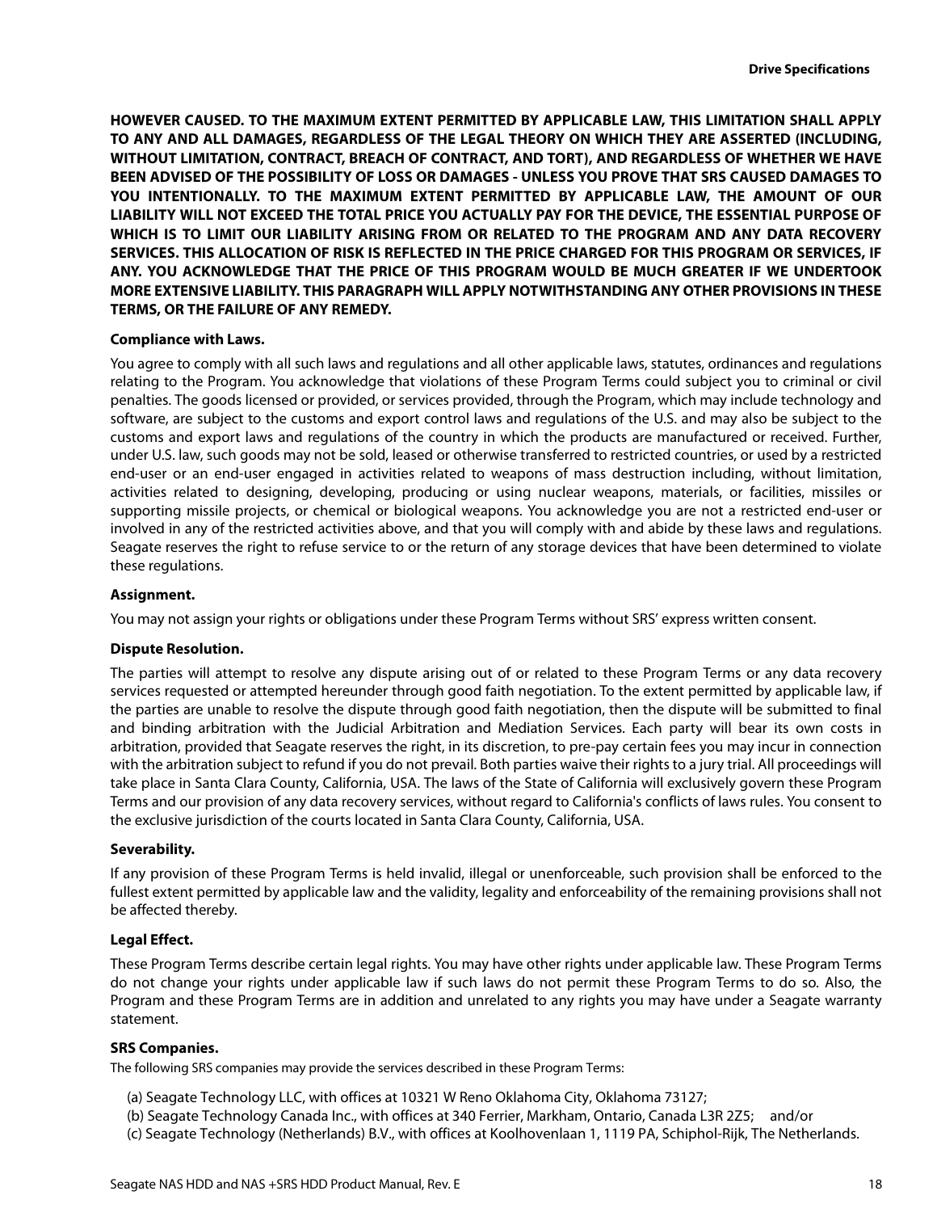**HOWEVER CAUSED. TO THE MAXIMUM EXTENT PERMITTED BY APPLICABLE LAW, THIS LIMITATION SHALL APPLY TO ANY AND ALL DAMAGES, REGARDLESS OF THE LEGAL THEORY ON WHICH THEY ARE ASSERTED (INCLUDING, WITHOUT LIMITATION, CONTRACT, BREACH OF CONTRACT, AND TORT), AND REGARDLESS OF WHETHER WE HAVE BEEN ADVISED OF THE POSSIBILITY OF LOSS OR DAMAGES - UNLESS YOU PROVE THAT SRS CAUSED DAMAGES TO YOU INTENTIONALLY. TO THE MAXIMUM EXTENT PERMITTED BY APPLICABLE LAW, THE AMOUNT OF OUR LIABILITY WILL NOT EXCEED THE TOTAL PRICE YOU ACTUALLY PAY FOR THE DEVICE, THE ESSENTIAL PURPOSE OF WHICH IS TO LIMIT OUR LIABILITY ARISING FROM OR RELATED TO THE PROGRAM AND ANY DATA RECOVERY SERVICES. THIS ALLOCATION OF RISK IS REFLECTED IN THE PRICE CHARGED FOR THIS PROGRAM OR SERVICES, IF ANY. YOU ACKNOWLEDGE THAT THE PRICE OF THIS PROGRAM WOULD BE MUCH GREATER IF WE UNDERTOOK MORE EXTENSIVE LIABILITY. THIS PARAGRAPH WILL APPLY NOTWITHSTANDING ANY OTHER PROVISIONS IN THESE TERMS, OR THE FAILURE OF ANY REMEDY.**

**Compliance with Laws.**

You agree to comply with all such laws and regulations and all other applicable laws, statutes, ordinances and regulations relating to the Program. You acknowledge that violations of these Program Terms could subject you to criminal or civil penalties. The goods licensed or provided, or services provided, through the Program, which may include technology and software, are subject to the customs and export control laws and regulations of the U.S. and may also be subject to the customs and export laws and regulations of the country in which the products are manufactured or received. Further, under U.S. law, such goods may not be sold, leased or otherwise transferred to restricted countries, or used by a restricted end-user or an end-user engaged in activities related to weapons of mass destruction including, without limitation, activities related to designing, developing, producing or using nuclear weapons, materials, or facilities, missiles or supporting missile projects, or chemical or biological weapons. You acknowledge you are not a restricted end-user or involved in any of the restricted activities above, and that you will comply with and abide by these laws and regulations. Seagate reserves the right to refuse service to or the return of any storage devices that have been determined to violate these regulations.

**Assignment.**

You may not assign your rights or obligations under these Program Terms without SRS' express written consent.

**Dispute Resolution.**

The parties will attempt to resolve any dispute arising out of or related to these Program Terms or any data recovery services requested or attempted hereunder through good faith negotiation. To the extent permitted by applicable law, if the parties are unable to resolve the dispute through good faith negotiation, then the dispute will be submitted to final and binding arbitration with the Judicial Arbitration and Mediation Services. Each party will bear its own costs in arbitration, provided that Seagate reserves the right, in its discretion, to pre-pay certain fees you may incur in connection with the arbitration subject to refund if you do not prevail. Both parties waive their rights to a jury trial. All proceedings will take place in Santa Clara County, California, USA. The laws of the State of California will exclusively govern these Program Terms and our provision of any data recovery services, without regard to California's conflicts of laws rules. You consent to the exclusive jurisdiction of the courts located in Santa Clara County, California, USA.

**Severability.**

If any provision of these Program Terms is held invalid, illegal or unenforceable, such provision shall be enforced to the fullest extent permitted by applicable law and the validity, legality and enforceability of the remaining provisions shall not be affected thereby.

**Legal Effect.**

These Program Terms describe certain legal rights. You may have other rights under applicable law. These Program Terms do not change your rights under applicable law if such laws do not permit these Program Terms to do so. Also, the Program and these Program Terms are in addition and unrelated to any rights you may have under a Seagate warranty statement.

**SRS Companies.**

The following SRS companies may provide the services described in these Program Terms:

(a) Seagate Technology LLC, with offices at 10321 W Reno Oklahoma City, Oklahoma 73127;
(b) Seagate Technology Canada Inc., with offices at 340 Ferrier, Markham, Ontario, Canada L3R 2Z5; and/or
(c) Seagate Technology (Netherlands) B.V., with offices at Koolhovenlaan 1, 1119 PA, Schiphol-Rijk, The Netherlands.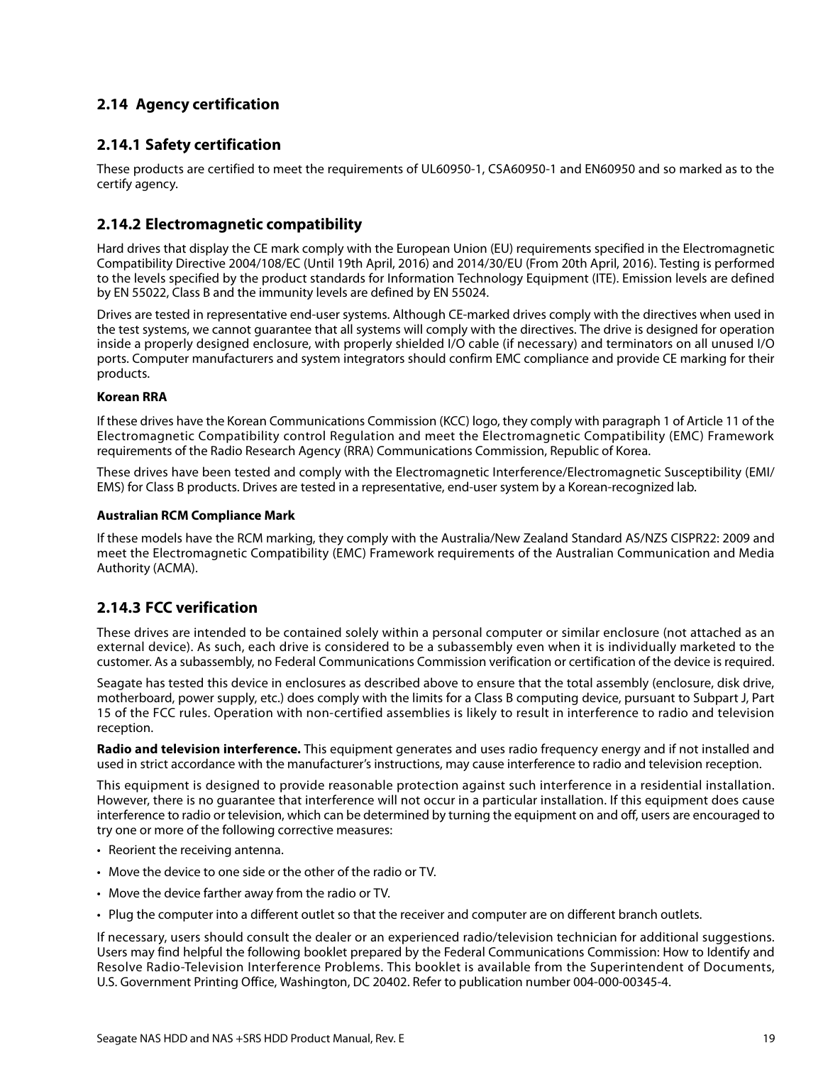## 2.14 Agency certification

### 2.14.1 Safety certification

These products are certified to meet the requirements of UL60950-1, CSA60950-1 and EN60950 and so marked as to the certify agency.

### 2.14.2 Electromagnetic compatibility

Hard drives that display the CE mark comply with the European Union (EU) requirements specified in the Electromagnetic Compatibility Directive 2004/108/EC (Until 19th April, 2016) and 2014/30/EU (From 20th April, 2016). Testing is performed to the levels specified by the product standards for Information Technology Equipment (ITE). Emission levels are defined by EN 55022, Class B and the immunity levels are defined by EN 55024.

Drives are tested in representative end-user systems. Although CE-marked drives comply with the directives when used in the test systems, we cannot guarantee that all systems will comply with the directives. The drive is designed for operation inside a properly designed enclosure, with properly shielded I/O cable (if necessary) and terminators on all unused I/O ports. Computer manufacturers and system integrators should confirm EMC compliance and provide CE marking for their products.

**Korean RRA**

If these drives have the Korean Communications Commission (KCC) logo, they comply with paragraph 1 of Article 11 of the Electromagnetic Compatibility control Regulation and meet the Electromagnetic Compatibility (EMC) Framework requirements of the Radio Research Agency (RRA) Communications Commission, Republic of Korea.

These drives have been tested and comply with the Electromagnetic Interference/Electromagnetic Susceptibility (EMI/EMS) for Class B products. Drives are tested in a representative, end-user system by a Korean-recognized lab.

**Australian RCM Compliance Mark**

If these models have the RCM marking, they comply with the Australia/New Zealand Standard AS/NZS CISPR22: 2009 and meet the Electromagnetic Compatibility (EMC) Framework requirements of the Australian Communication and Media Authority (ACMA).

### 2.14.3 FCC verification

These drives are intended to be contained solely within a personal computer or similar enclosure (not attached as an external device). As such, each drive is considered to be a subassembly even when it is individually marketed to the customer. As a subassembly, no Federal Communications Commission verification or certification of the device is required.

Seagate has tested this device in enclosures as described above to ensure that the total assembly (enclosure, disk drive, motherboard, power supply, etc.) does comply with the limits for a Class B computing device, pursuant to Subpart J, Part 15 of the FCC rules. Operation with non-certified assemblies is likely to result in interference to radio and television reception.

**Radio and television interference.** This equipment generates and uses radio frequency energy and if not installed and used in strict accordance with the manufacturer's instructions, may cause interference to radio and television reception.

This equipment is designed to provide reasonable protection against such interference in a residential installation. However, there is no guarantee that interference will not occur in a particular installation. If this equipment does cause interference to radio or television, which can be determined by turning the equipment on and off, users are encouraged to try one or more of the following corrective measures:

- Reorient the receiving antenna.
- Move the device to one side or the other of the radio or TV.
- Move the device farther away from the radio or TV.
- Plug the computer into a different outlet so that the receiver and computer are on different branch outlets.

If necessary, users should consult the dealer or an experienced radio/television technician for additional suggestions. Users may find helpful the following booklet prepared by the Federal Communications Commission: How to Identify and Resolve Radio-Television Interference Problems. This booklet is available from the Superintendent of Documents, U.S. Government Printing Office, Washington, DC 20402. Refer to publication number 004-000-00345-4.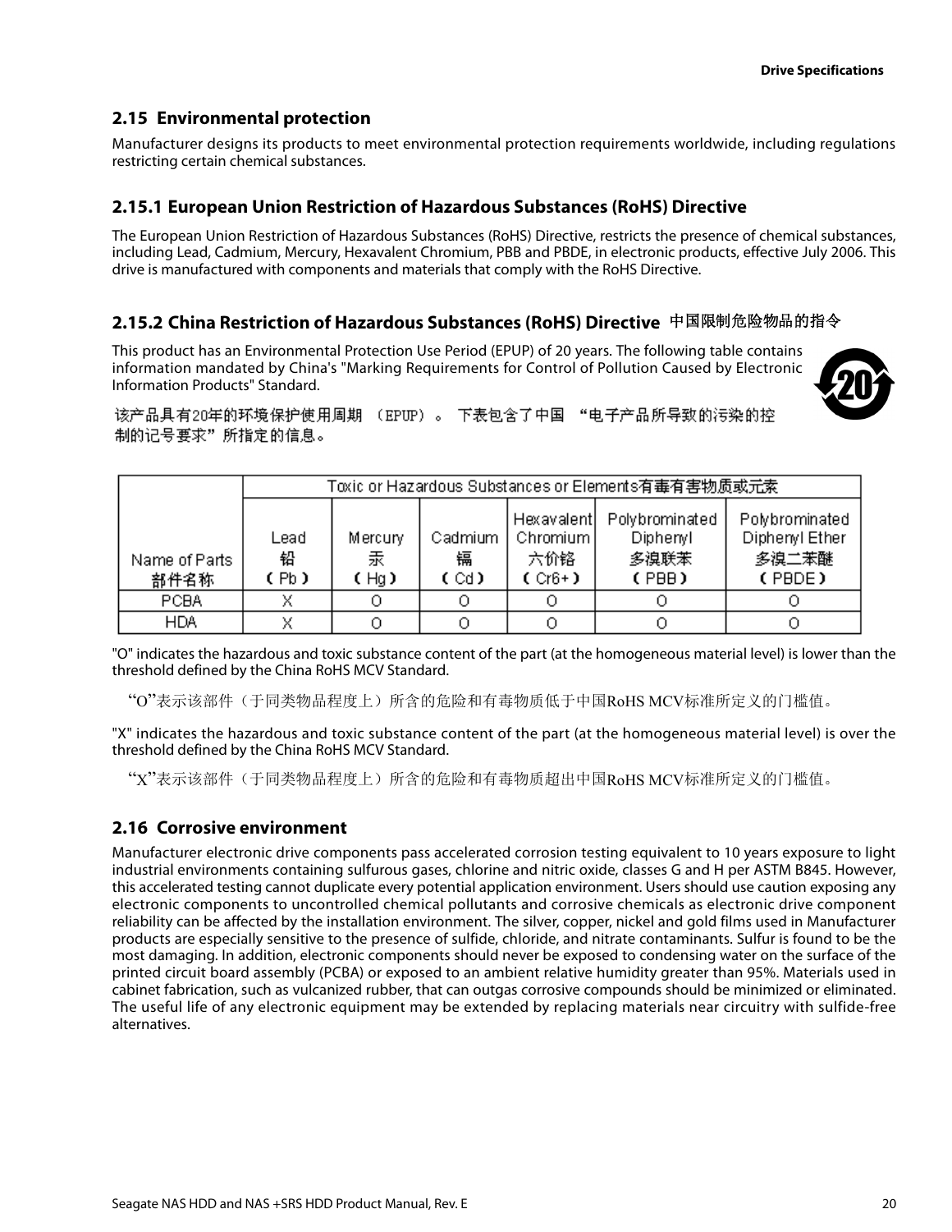## 2.15 Environmental protection

Manufacturer designs its products to meet environmental protection requirements worldwide, including regulations restricting certain chemical substances.

### 2.15.1 European Union Restriction of Hazardous Substances (RoHS) Directive

The European Union Restriction of Hazardous Substances (RoHS) Directive, restricts the presence of chemical substances, including Lead, Cadmium, Mercury, Hexavalent Chromium, PBB and PBDE, in electronic products, effective July 2006. This drive is manufactured with components and materials that comply with the RoHS Directive.

### 2.15.2 China Restriction of Hazardous Substances (RoHS) Directive 中国限制危险物品的指令

This product has an Environmental Protection Use Period (EPUP) of 20 years. The following table contains information mandated by China's "Marking Requirements for Control of Pollution Caused by Electronic Information Products" Standard.

该产品具有20年的环境保护使用周期（EPUP）。下表包含了中国“电子产品所导致的污染的控制的记号要求”所指定的信息。

| Name of Parts 部件名称 | Toxic or Hazardous Substances or Elements有毒有害物质或元素 | | | | | |
|---|---|---|---|---|---|---|
| | Lead 铅 (Pb) | Mercury 汞 (Hg) | Cadmium 镉 (Cd) | Hexavalent Chromium 六价铬 (Cr6+) | Polybrominated Diphenyl 多溴联苯 (PBB) | Polybrominated Diphenyl Ether 多溴二苯醚 (PBDE) |
| PCBA | X | O | O | O | O | O |
| HDA | X | O | O | O | O | O |

"O" indicates the hazardous and toxic substance content of the part (at the homogeneous material level) is lower than the threshold defined by the China RoHS MCV Standard.

“O”表示该部件（于同类物品程度上）所含的危险和有毒物质低于中国RoHS MCV标准所定义的门槛值。

"X" indicates the hazardous and toxic substance content of the part (at the homogeneous material level) is over the threshold defined by the China RoHS MCV Standard.

“X”表示该部件（于同类物品程度上）所含的危险和有毒物质超出中国RoHS MCV标准所定义的门槛值。

## 2.16 Corrosive environment

Manufacturer electronic drive components pass accelerated corrosion testing equivalent to 10 years exposure to light industrial environments containing sulfurous gases, chlorine and nitric oxide, classes G and H per ASTM B845. However, this accelerated testing cannot duplicate every potential application environment. Users should use caution exposing any electronic components to uncontrolled chemical pollutants and corrosive chemicals as electronic drive component reliability can be affected by the installation environment. The silver, copper, nickel and gold films used in Manufacturer products are especially sensitive to the presence of sulfide, chloride, and nitrate contaminants. Sulfur is found to be the most damaging. In addition, electronic components should never be exposed to condensing water on the surface of the printed circuit board assembly (PCBA) or exposed to an ambient relative humidity greater than 95%. Materials used in cabinet fabrication, such as vulcanized rubber, that can outgas corrosive compounds should be minimized or eliminated. The useful life of any electronic equipment may be extended by replacing materials near circuitry with sulfide-free alternatives.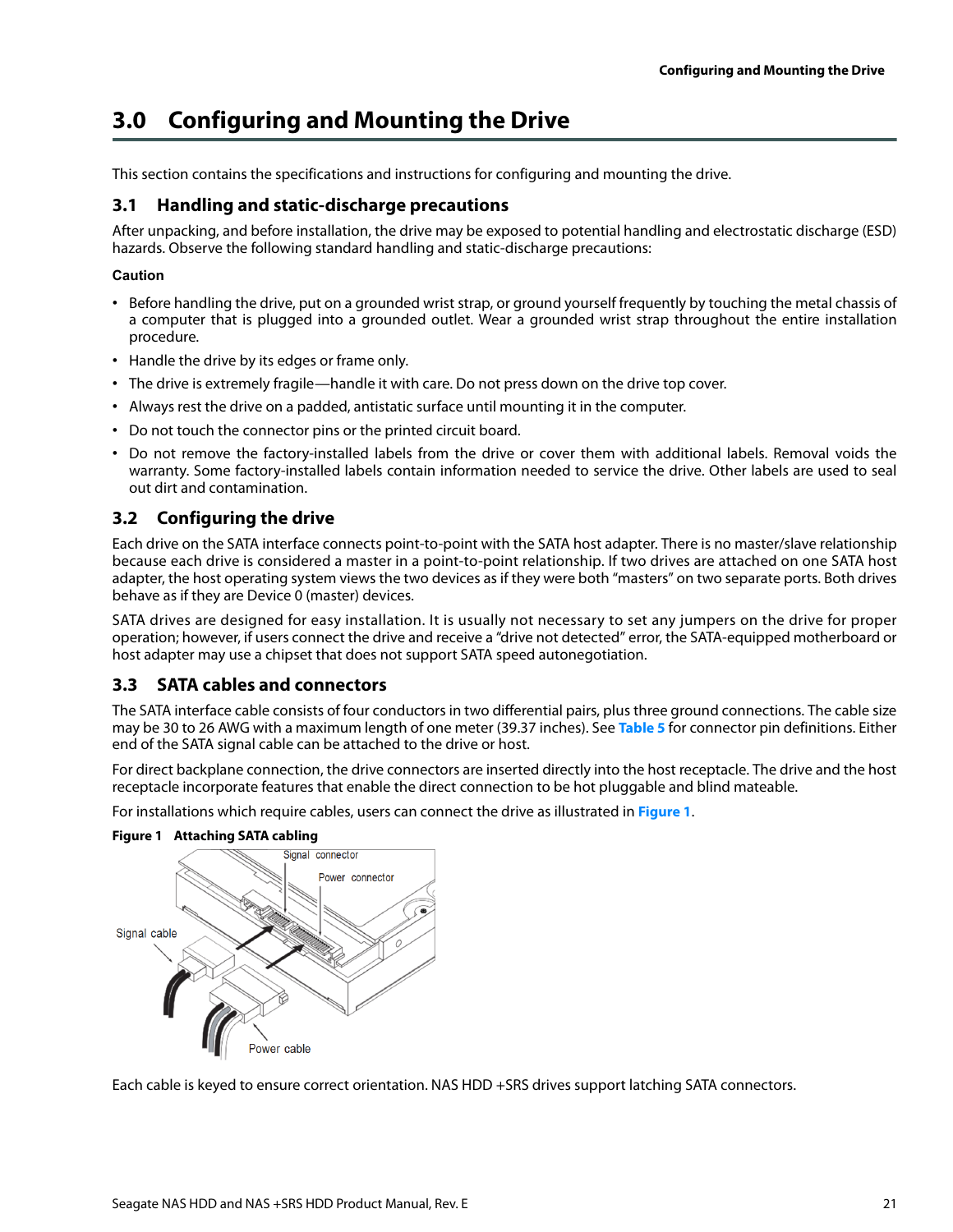# 3.0 Configuring and Mounting the Drive

This section contains the specifications and instructions for configuring and mounting the drive.

## 3.1 Handling and static-discharge precautions

After unpacking, and before installation, the drive may be exposed to potential handling and electrostatic discharge (ESD) hazards. Observe the following standard handling and static-discharge precautions:

**Caution**

- Before handling the drive, put on a grounded wrist strap, or ground yourself frequently by touching the metal chassis of a computer that is plugged into a grounded outlet. Wear a grounded wrist strap throughout the entire installation procedure.
- Handle the drive by its edges or frame only.
- The drive is extremely fragile—handle it with care. Do not press down on the drive top cover.
- Always rest the drive on a padded, antistatic surface until mounting it in the computer.
- Do not touch the connector pins or the printed circuit board.
- Do not remove the factory-installed labels from the drive or cover them with additional labels. Removal voids the warranty. Some factory-installed labels contain information needed to service the drive. Other labels are used to seal out dirt and contamination.

## 3.2 Configuring the drive

Each drive on the SATA interface connects point-to-point with the SATA host adapter. There is no master/slave relationship because each drive is considered a master in a point-to-point relationship. If two drives are attached on one SATA host adapter, the host operating system views the two devices as if they were both "masters" on two separate ports. Both drives behave as if they are Device 0 (master) devices.

SATA drives are designed for easy installation. It is usually not necessary to set any jumpers on the drive for proper operation; however, if users connect the drive and receive a "drive not detected" error, the SATA-equipped motherboard or host adapter may use a chipset that does not support SATA speed autonegotiation.

## 3.3 SATA cables and connectors

The SATA interface cable consists of four conductors in two differential pairs, plus three ground connections. The cable size may be 30 to 26 AWG with a maximum length of one meter (39.37 inches). See **Table 5** for connector pin definitions. Either end of the SATA signal cable can be attached to the drive or host.

For direct backplane connection, the drive connectors are inserted directly into the host receptacle. The drive and the host receptacle incorporate features that enable the direct connection to be hot pluggable and blind mateable.

For installations which require cables, users can connect the drive as illustrated in **Figure 1**.

**Figure 1 Attaching SATA cabling**

Each cable is keyed to ensure correct orientation. NAS HDD +SRS drives support latching SATA connectors.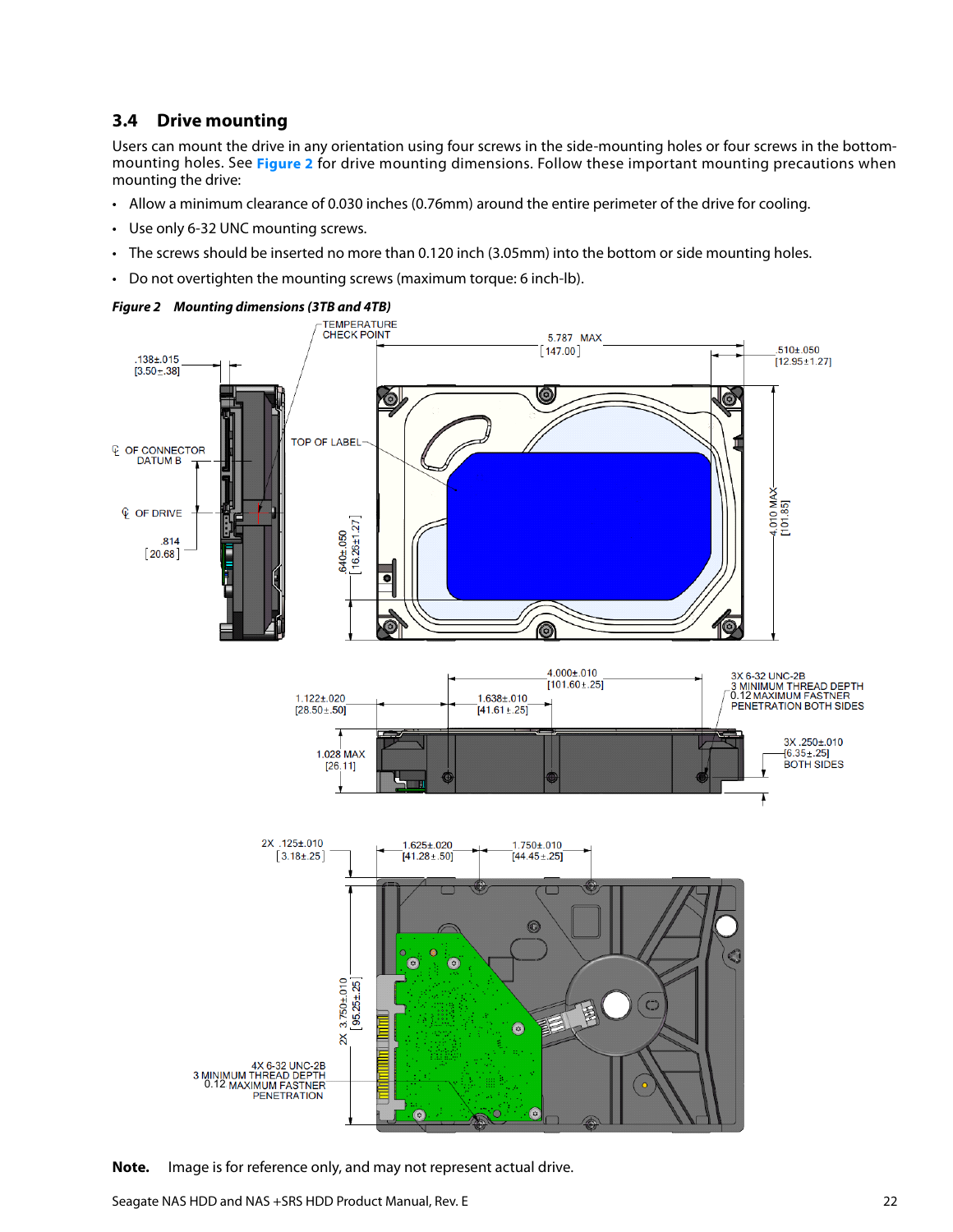## 3.4 Drive mounting

Users can mount the drive in any orientation using four screws in the side-mounting holes or four screws in the bottom-mounting holes. See **Figure 2** for drive mounting dimensions. Follow these important mounting precautions when mounting the drive:

- Allow a minimum clearance of 0.030 inches (0.76mm) around the entire perimeter of the drive for cooling.
- Use only 6-32 UNC mounting screws.
- The screws should be inserted no more than 0.120 inch (3.05mm) into the bottom or side mounting holes.
- Do not overtighten the mounting screws (maximum torque: 6 inch-lb).

***Figure 2 Mounting dimensions (3TB and 4TB)***

**Note.** Image is for reference only, and may not represent actual drive.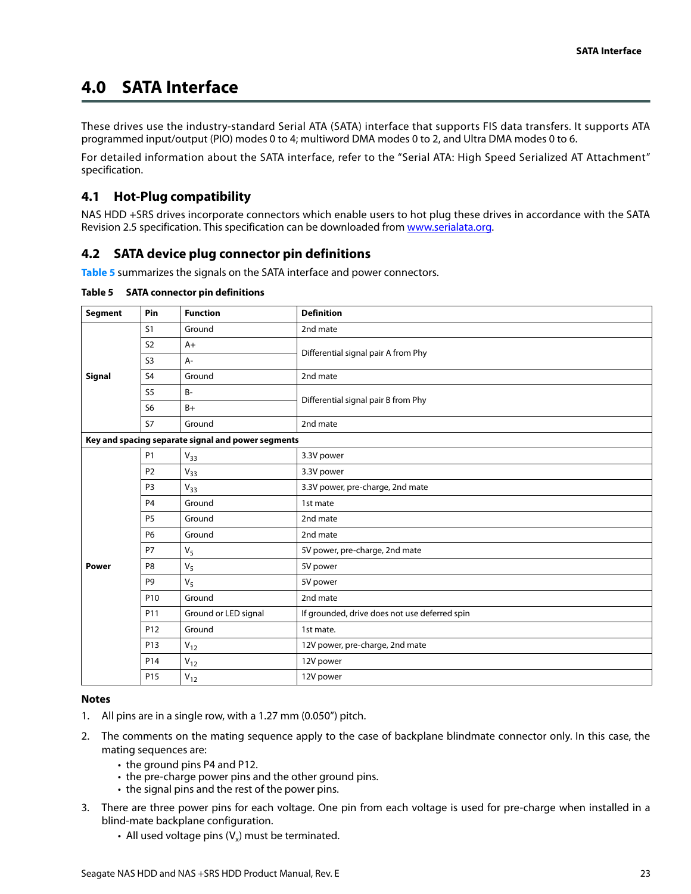# 4.0 SATA Interface

These drives use the industry-standard Serial ATA (SATA) interface that supports FIS data transfers. It supports ATA programmed input/output (PIO) modes 0 to 4; multiword DMA modes 0 to 2, and Ultra DMA modes 0 to 6.

For detailed information about the SATA interface, refer to the "Serial ATA: High Speed Serialized AT Attachment" specification.

## 4.1 Hot-Plug compatibility

NAS HDD +SRS drives incorporate connectors which enable users to hot plug these drives in accordance with the SATA Revision 2.5 specification. This specification can be downloaded from www.serialata.org.

## 4.2 SATA device plug connector pin definitions

Table 5 summarizes the signals on the SATA interface and power connectors.

**Table 5 SATA connector pin definitions**

| Segment | Pin | Function | Definition |
|---|---|---|---|
| Signal | S1 | Ground | 2nd mate |
| | S2 | A+ | Differential signal pair A from Phy |
| | S3 | A- | |
| | S4 | Ground | 2nd mate |
| | S5 | B- | Differential signal pair B from Phy |
| | S6 | B+ | |
| | S7 | Ground | 2nd mate |
| **Key and spacing separate signal and power segments** | | | |
| Power | P1 | $V_{33}$ | 3.3V power |
| | P2 | $V_{33}$ | 3.3V power |
| | P3 | $V_{33}$ | 3.3V power, pre-charge, 2nd mate |
| | P4 | Ground | 1st mate |
| | P5 | Ground | 2nd mate |
| | P6 | Ground | 2nd mate |
| | P7 | $V_5$ | 5V power, pre-charge, 2nd mate |
| | P8 | $V_5$ | 5V power |
| | P9 | $V_5$ | 5V power |
| | P10 | Ground | 2nd mate |
| | P11 | Ground or LED signal | If grounded, drive does not use deferred spin |
| | P12 | Ground | 1st mate. |
| | P13 | $V_{12}$ | 12V power, pre-charge, 2nd mate |
| | P14 | $V_{12}$ | 12V power |
| | P15 | $V_{12}$ | 12V power |

**Notes**

1. All pins are in a single row, with a 1.27 mm (0.050") pitch.
2. The comments on the mating sequence apply to the case of backplane blindmate connector only. In this case, the mating sequences are:
   - the ground pins P4 and P12.
   - the pre-charge power pins and the other ground pins.
   - the signal pins and the rest of the power pins.
3. There are three power pins for each voltage. One pin from each voltage is used for pre-charge when installed in a blind-mate backplane configuration.
   - All used voltage pins ($V_x$) must be terminated.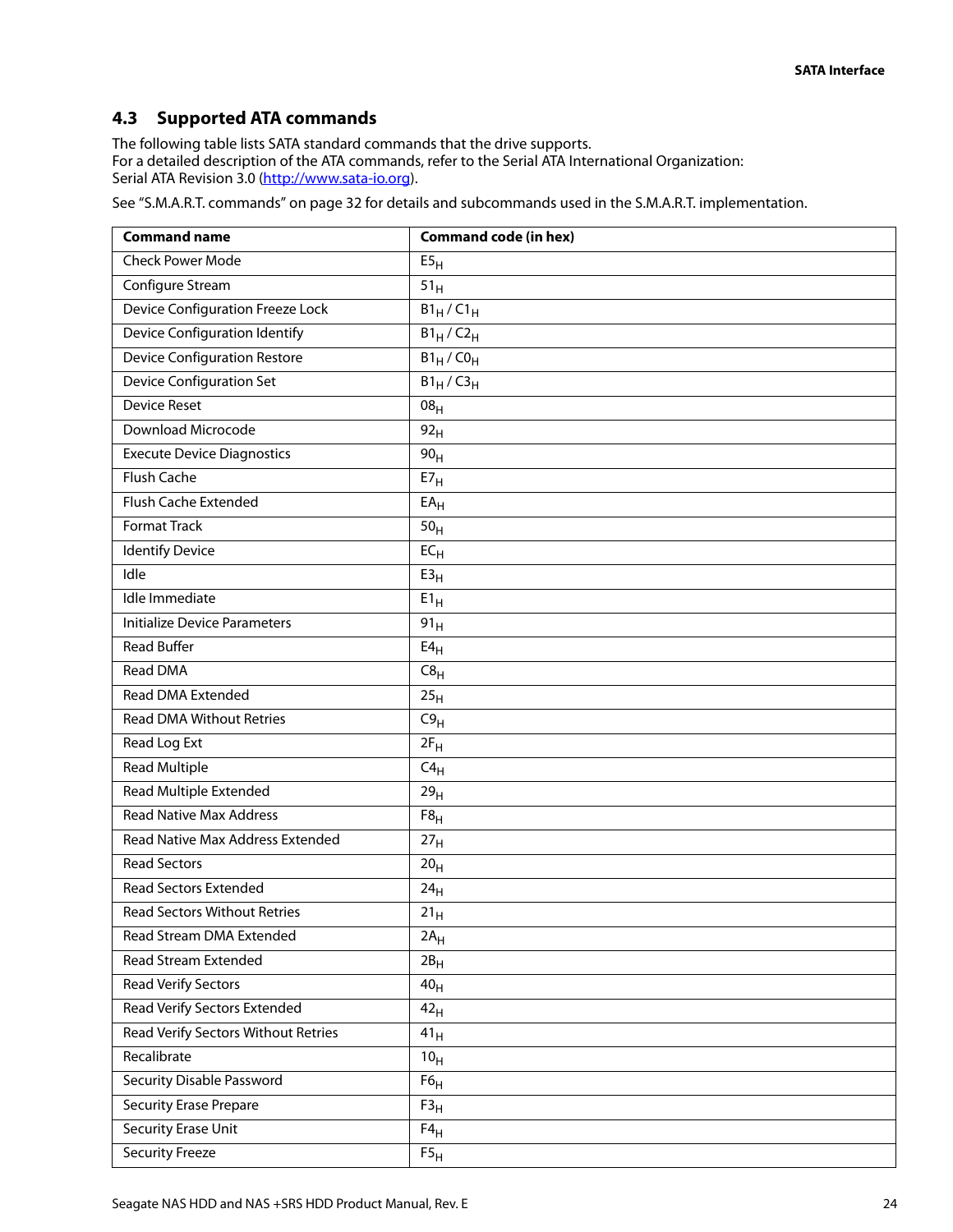## 4.3 Supported ATA commands

The following table lists SATA standard commands that the drive supports.
For a detailed description of the ATA commands, refer to the Serial ATA International Organization:
Serial ATA Revision 3.0 (http://www.sata-io.org).

See "S.M.A.R.T. commands" on page 32 for details and subcommands used in the S.M.A.R.T. implementation.

| Command name | Command code (in hex) |
|---|---|
| Check Power Mode | $E5_H$ |
| Configure Stream | $51_H$ |
| Device Configuration Freeze Lock | $B1_H$ / $C1_H$ |
| Device Configuration Identify | $B1_H$ / $C2_H$ |
| Device Configuration Restore | $B1_H$ / $C0_H$ |
| Device Configuration Set | $B1_H$ / $C3_H$ |
| Device Reset | $08_H$ |
| Download Microcode | $92_H$ |
| Execute Device Diagnostics | $90_H$ |
| Flush Cache | $E7_H$ |
| Flush Cache Extended | $EA_H$ |
| Format Track | $50_H$ |
| Identify Device | $EC_H$ |
| Idle | $E3_H$ |
| Idle Immediate | $E1_H$ |
| Initialize Device Parameters | $91_H$ |
| Read Buffer | $E4_H$ |
| Read DMA | $C8_H$ |
| Read DMA Extended | $25_H$ |
| Read DMA Without Retries | $C9_H$ |
| Read Log Ext | $2F_H$ |
| Read Multiple | $C4_H$ |
| Read Multiple Extended | $29_H$ |
| Read Native Max Address | $F8_H$ |
| Read Native Max Address Extended | $27_H$ |
| Read Sectors | $20_H$ |
| Read Sectors Extended | $24_H$ |
| Read Sectors Without Retries | $21_H$ |
| Read Stream DMA Extended | $2A_H$ |
| Read Stream Extended | $2B_H$ |
| Read Verify Sectors | $40_H$ |
| Read Verify Sectors Extended | $42_H$ |
| Read Verify Sectors Without Retries | $41_H$ |
| Recalibrate | $10_H$ |
| Security Disable Password | $F6_H$ |
| Security Erase Prepare | $F3_H$ |
| Security Erase Unit | $F4_H$ |
| Security Freeze | $F5_H$ |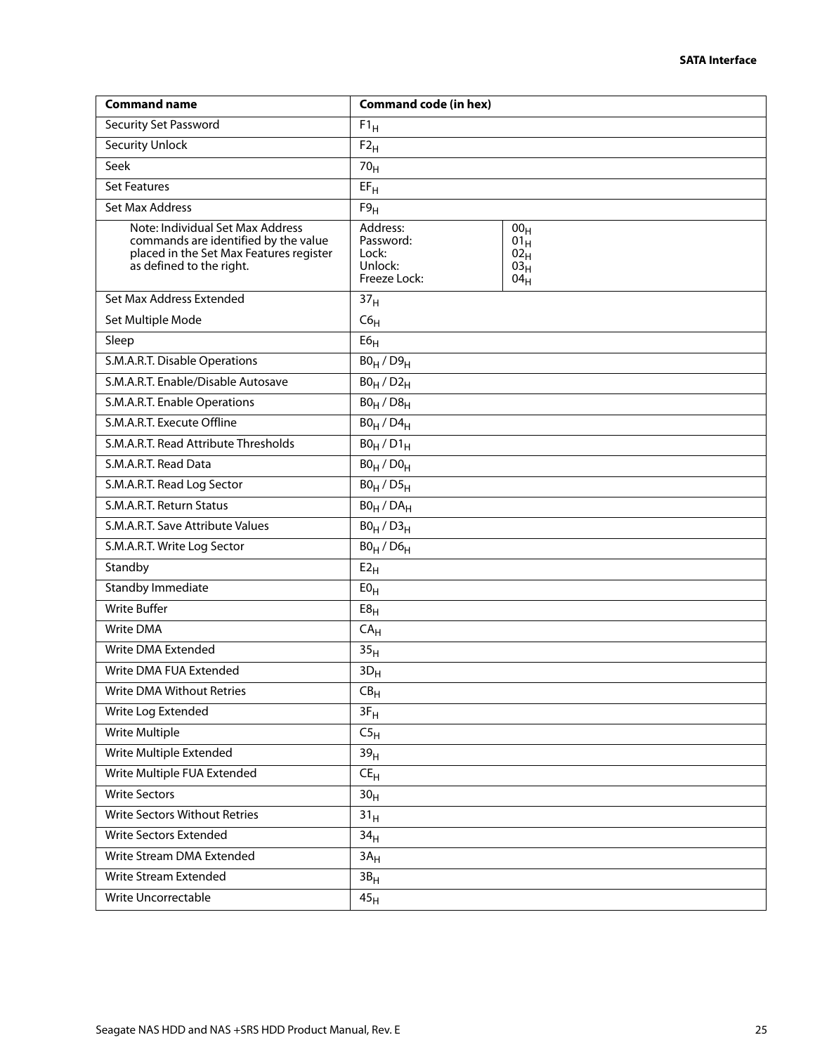| Command name | Command code (in hex) | |
|---|---|---|
| Security Set Password | $F1_H$ | |
| Security Unlock | $F2_H$ | |
| Seek | $70_H$ | |
| Set Features | $EF_H$ | |
| Set Max Address | $F9_H$ | |
| Note: Individual Set Max Address commands are identified by the value placed in the Set Max Features register as defined to the right. | Address:<br>Password:<br>Lock:<br>Unlock:<br>Freeze Lock: | $00_H$<br>$01_H$<br>$02_H$<br>$03_H$<br>$04_H$ |
| Set Max Address Extended<br><br>Set Multiple Mode | $37_H$<br><br>$C6_H$ | |
| Sleep | $E6_H$ | |
| S.M.A.R.T. Disable Operations | $B0_H$ / $D9_H$ | |
| S.M.A.R.T. Enable/Disable Autosave | $B0_H$ / $D2_H$ | |
| S.M.A.R.T. Enable Operations | $B0_H$ / $D8_H$ | |
| S.M.A.R.T. Execute Offline | $B0_H$ / $D4_H$ | |
| S.M.A.R.T. Read Attribute Thresholds | $B0_H$ / $D1_H$ | |
| S.M.A.R.T. Read Data | $B0_H$ / $D0_H$ | |
| S.M.A.R.T. Read Log Sector | $B0_H$ / $D5_H$ | |
| S.M.A.R.T. Return Status | $B0_H$ / $DA_H$ | |
| S.M.A.R.T. Save Attribute Values | $B0_H$ / $D3_H$ | |
| S.M.A.R.T. Write Log Sector | $B0_H$ / $D6_H$ | |
| Standby | $E2_H$ | |
| Standby Immediate | $E0_H$ | |
| Write Buffer | $E8_H$ | |
| Write DMA | $CA_H$ | |
| Write DMA Extended | $35_H$ | |
| Write DMA FUA Extended | $3D_H$ | |
| Write DMA Without Retries | $CB_H$ | |
| Write Log Extended | $3F_H$ | |
| Write Multiple | $C5_H$ | |
| Write Multiple Extended | $39_H$ | |
| Write Multiple FUA Extended | $CE_H$ | |
| Write Sectors | $30_H$ | |
| Write Sectors Without Retries | $31_H$ | |
| Write Sectors Extended | $34_H$ | |
| Write Stream DMA Extended | $3A_H$ | |
| Write Stream Extended | $3B_H$ | |
| Write Uncorrectable | $45_H$ | |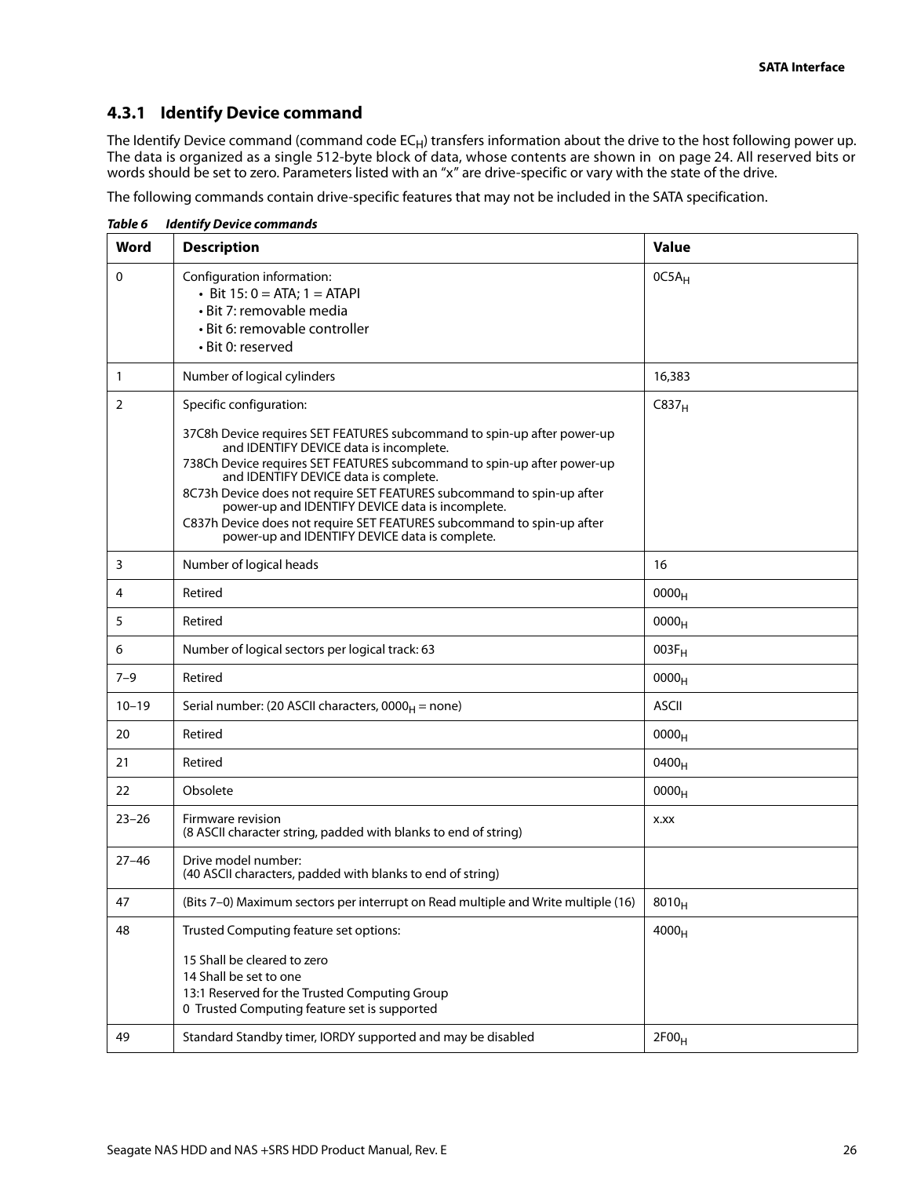### 4.3.1 Identify Device command

The Identify Device command (command code $EC_H$) transfers information about the drive to the host following power up. The data is organized as a single 512-byte block of data, whose contents are shown in  on page 24. All reserved bits or words should be set to zero. Parameters listed with an "x" are drive-specific or vary with the state of the drive.

The following commands contain drive-specific features that may not be included in the SATA specification.

*Table 6 Identify Device commands*

| Word | Description | Value |
|---|---|---|
| 0 | Configuration information:<br>• Bit 15: 0 = ATA; 1 = ATAPI<br>• Bit 7: removable media<br>• Bit 6: removable controller<br>• Bit 0: reserved | $0C5A_H$ |
| 1 | Number of logical cylinders | 16,383 |
| 2 | Specific configuration:<br><br>37C8h Device requires SET FEATURES subcommand to spin-up after power-up and IDENTIFY DEVICE data is incomplete.<br>738Ch Device requires SET FEATURES subcommand to spin-up after power-up and IDENTIFY DEVICE data is complete.<br>8C73h Device does not require SET FEATURES subcommand to spin-up after power-up and IDENTIFY DEVICE data is incomplete.<br>C837h Device does not require SET FEATURES subcommand to spin-up after power-up and IDENTIFY DEVICE data is complete. | $C837_H$ |
| 3 | Number of logical heads | 16 |
| 4 | Retired | $0000_H$ |
| 5 | Retired | $0000_H$ |
| 6 | Number of logical sectors per logical track: 63 | $003F_H$ |
| 7–9 | Retired | $0000_H$ |
| 10–19 | Serial number: (20 ASCII characters, $0000_H$ = none) | ASCII |
| 20 | Retired | $0000_H$ |
| 21 | Retired | $0400_H$ |
| 22 | Obsolete | $0000_H$ |
| 23–26 | Firmware revision<br>(8 ASCII character string, padded with blanks to end of string) | x.xx |
| 27–46 | Drive model number:<br>(40 ASCII characters, padded with blanks to end of string) | |
| 47 | (Bits 7–0) Maximum sectors per interrupt on Read multiple and Write multiple (16) | $8010_H$ |
| 48 | Trusted Computing feature set options:<br><br>15 Shall be cleared to zero<br>14 Shall be set to one<br>13:1 Reserved for the Trusted Computing Group<br>0 Trusted Computing feature set is supported | $4000_H$ |
| 49 | Standard Standby timer, IORDY supported and may be disabled | $2F00_H$ |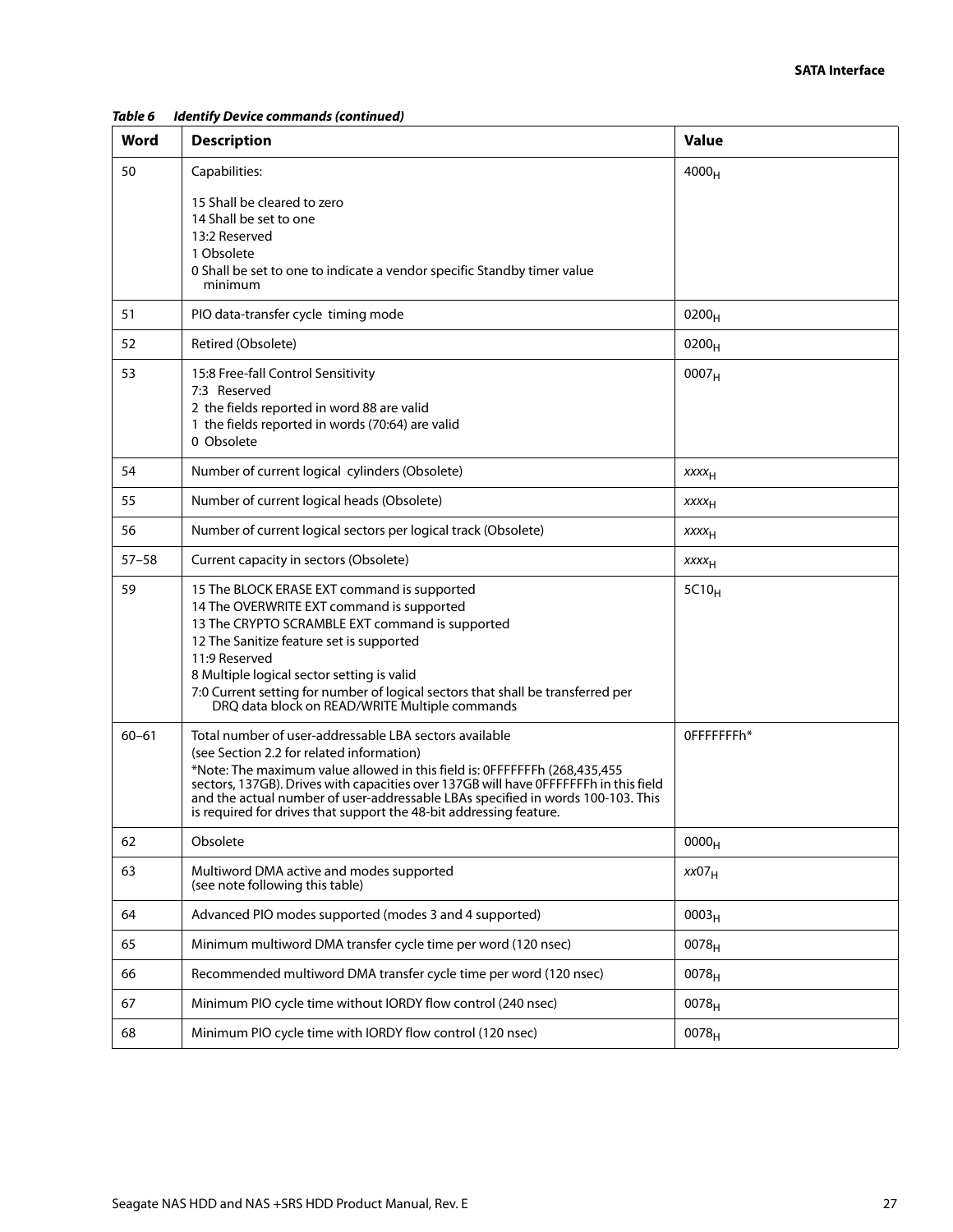*Table 6 Identify Device commands (continued)*

| Word | Description | Value |
|---|---|---|
| 50 | Capabilities:<br><br>15 Shall be cleared to zero<br>14 Shall be set to one<br>13:2 Reserved<br>1 Obsolete<br>0 Shall be set to one to indicate a vendor specific Standby timer value minimum | $4000_H$ |
| 51 | PIO data-transfer cycle timing mode | $0200_H$ |
| 52 | Retired (Obsolete) | $0200_H$ |
| 53 | 15:8 Free-fall Control Sensitivity<br>7:3 Reserved<br>2 the fields reported in word 88 are valid<br>1 the fields reported in words (70:64) are valid<br>0 Obsolete | $0007_H$ |
| 54 | Number of current logical cylinders (Obsolete) | $xxxx_H$ |
| 55 | Number of current logical heads (Obsolete) | $xxxx_H$ |
| 56 | Number of current logical sectors per logical track (Obsolete) | $xxxx_H$ |
| 57–58 | Current capacity in sectors (Obsolete) | $xxxx_H$ |
| 59 | 15 The BLOCK ERASE EXT command is supported<br>14 The OVERWRITE EXT command is supported<br>13 The CRYPTO SCRAMBLE EXT command is supported<br>12 The Sanitize feature set is supported<br>11:9 Reserved<br>8 Multiple logical sector setting is valid<br>7:0 Current setting for number of logical sectors that shall be transferred per DRQ data block on READ/WRITE Multiple commands | $5C10_H$ |
| 60–61 | Total number of user-addressable LBA sectors available<br>(see Section 2.2 for related information)<br>*Note: The maximum value allowed in this field is: 0FFFFFFFh (268,435,455 sectors, 137GB). Drives with capacities over 137GB will have 0FFFFFFFh in this field and the actual number of user-addressable LBAs specified in words 100-103. This is required for drives that support the 48-bit addressing feature. | 0FFFFFFFh* |
| 62 | Obsolete | $0000_H$ |
| 63 | Multiword DMA active and modes supported<br>(see note following this table) | $xx07_H$ |
| 64 | Advanced PIO modes supported (modes 3 and 4 supported) | $0003_H$ |
| 65 | Minimum multiword DMA transfer cycle time per word (120 nsec) | $0078_H$ |
| 66 | Recommended multiword DMA transfer cycle time per word (120 nsec) | $0078_H$ |
| 67 | Minimum PIO cycle time without IORDY flow control (240 nsec) | $0078_H$ |
| 68 | Minimum PIO cycle time with IORDY flow control (120 nsec) | $0078_H$ |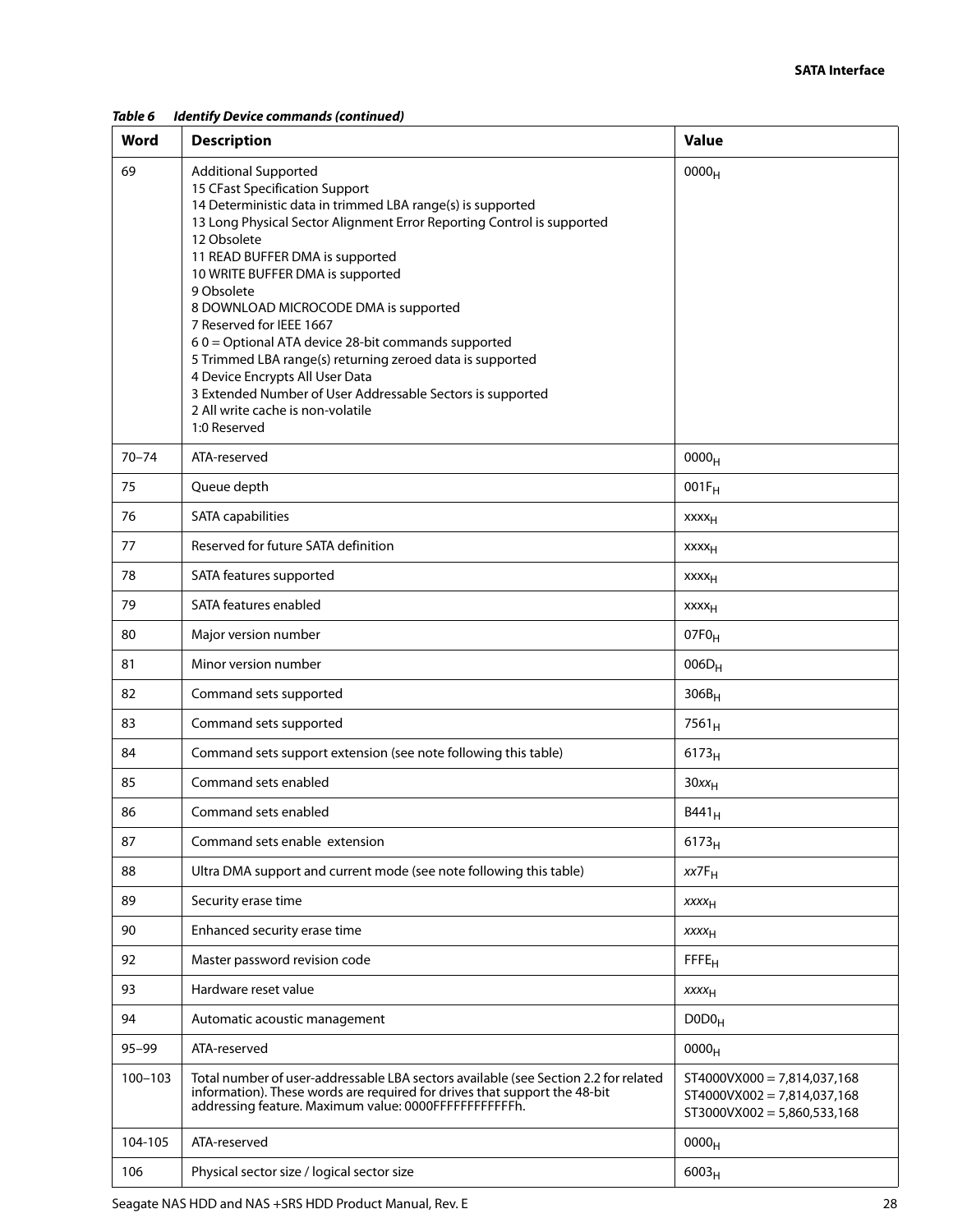*Table 6 Identify Device commands (continued)*

| Word | Description | Value |
|---|---|---|
| 69 | Additional Supported<br>15 CFast Specification Support<br>14 Deterministic data in trimmed LBA range(s) is supported<br>13 Long Physical Sector Alignment Error Reporting Control is supported<br>12 Obsolete<br>11 READ BUFFER DMA is supported<br>10 WRITE BUFFER DMA is supported<br>9 Obsolete<br>8 DOWNLOAD MICROCODE DMA is supported<br>7 Reserved for IEEE 1667<br>6 0 = Optional ATA device 28-bit commands supported<br>5 Trimmed LBA range(s) returning zeroed data is supported<br>4 Device Encrypts All User Data<br>3 Extended Number of User Addressable Sectors is supported<br>2 All write cache is non-volatile<br>1:0 Reserved | $0000_H$ |
| 70–74 | ATA-reserved | $0000_H$ |
| 75 | Queue depth | $001F_H$ |
| 76 | SATA capabilities | $xxxx_H$ |
| 77 | Reserved for future SATA definition | $xxxx_H$ |
| 78 | SATA features supported | $xxxx_H$ |
| 79 | SATA features enabled | $xxxx_H$ |
| 80 | Major version number | $07F0_H$ |
| 81 | Minor version number | $006D_H$ |
| 82 | Command sets supported | $306B_H$ |
| 83 | Command sets supported | $7561_H$ |
| 84 | Command sets support extension (see note following this table) | $6173_H$ |
| 85 | Command sets enabled | $30xx_H$ |
| 86 | Command sets enabled | $B441_H$ |
| 87 | Command sets enable extension | $6173_H$ |
| 88 | Ultra DMA support and current mode (see note following this table) | $xx7F_H$ |
| 89 | Security erase time | $xxxx_H$ |
| 90 | Enhanced security erase time | $xxxx_H$ |
| 92 | Master password revision code | $FFFE_H$ |
| 93 | Hardware reset value | $xxxx_H$ |
| 94 | Automatic acoustic management | $D0D0_H$ |
| 95–99 | ATA-reserved | $0000_H$ |
| 100–103 | Total number of user-addressable LBA sectors available (see Section 2.2 for related information). These words are required for drives that support the 48-bit addressing feature. Maximum value: 0000FFFFFFFFFFFFh. | ST4000VX000 = 7,814,037,168<br>ST4000VX002 = 7,814,037,168<br>ST3000VX002 = 5,860,533,168 |
| 104-105 | ATA-reserved | $0000_H$ |
| 106 | Physical sector size / logical sector size | $6003_H$ |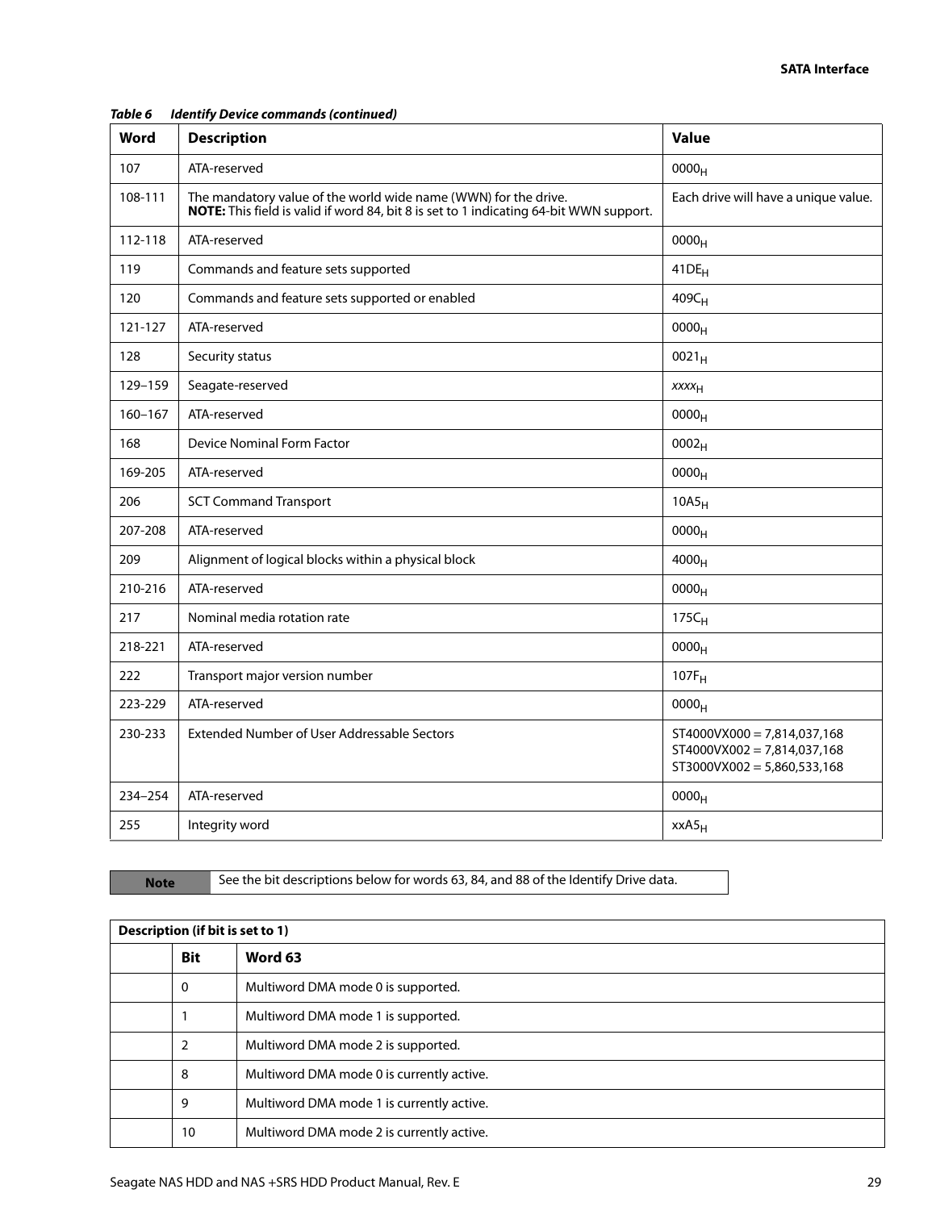*Table 6      Identify Device commands (continued)*

| Word | Description | Value |
|---|---|---|
| 107 | ATA-reserved | $0000_H$ |
| 108-111 | The mandatory value of the world wide name (WWN) for the drive.<br>**NOTE:** This field is valid if word 84, bit 8 is set to 1 indicating 64-bit WWN support. | Each drive will have a unique value. |
| 112-118 | ATA-reserved | $0000_H$ |
| 119 | Commands and feature sets supported | $41DE_H$ |
| 120 | Commands and feature sets supported or enabled | $409C_H$ |
| 121-127 | ATA-reserved | $0000_H$ |
| 128 | Security status | $0021_H$ |
| 129–159 | Seagate-reserved | $xxxx_H$ |
| 160–167 | ATA-reserved | $0000_H$ |
| 168 | Device Nominal Form Factor | $0002_H$ |
| 169-205 | ATA-reserved | $0000_H$ |
| 206 | SCT Command Transport | $10A5_H$ |
| 207-208 | ATA-reserved | $0000_H$ |
| 209 | Alignment of logical blocks within a physical block | $4000_H$ |
| 210-216 | ATA-reserved | $0000_H$ |
| 217 | Nominal media rotation rate | $175C_H$ |
| 218-221 | ATA-reserved | $0000_H$ |
| 222 | Transport major version number | $107F_H$ |
| 223-229 | ATA-reserved | $0000_H$ |
| 230-233 | Extended Number of User Addressable Sectors | ST4000VX000 = 7,814,037,168<br>ST4000VX002 = 7,814,037,168<br>ST3000VX002 = 5,860,533,168 |
| 234–254 | ATA-reserved | $0000_H$ |
| 255 | Integrity word | $xxA5_H$ |

| Note | See the bit descriptions below for words 63, 84, and 88 of the Identify Drive data. |
|---|---|

| Description (if bit is set to 1) | | |
|---|---|---|
| | **Bit** | **Word 63** |
| | 0 | Multiword DMA mode 0 is supported. |
| | 1 | Multiword DMA mode 1 is supported. |
| | 2 | Multiword DMA mode 2 is supported. |
| | 8 | Multiword DMA mode 0 is currently active. |
| | 9 | Multiword DMA mode 1 is currently active. |
| | 10 | Multiword DMA mode 2 is currently active. |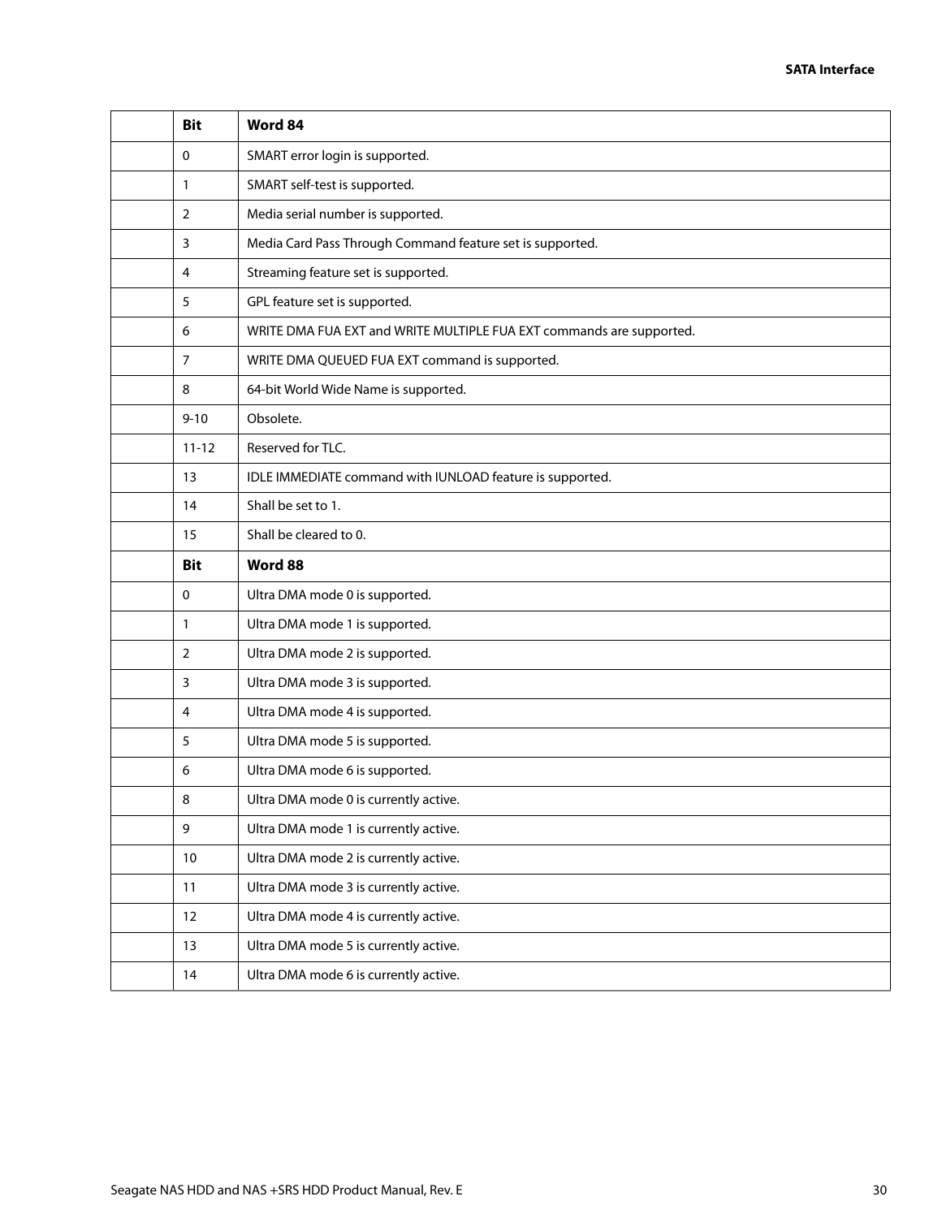| | Bit | Word 84 |
|---|---|---|
| | 0 | SMART error login is supported. |
| | 1 | SMART self-test is supported. |
| | 2 | Media serial number is supported. |
| | 3 | Media Card Pass Through Command feature set is supported. |
| | 4 | Streaming feature set is supported. |
| | 5 | GPL feature set is supported. |
| | 6 | WRITE DMA FUA EXT and WRITE MULTIPLE FUA EXT commands are supported. |
| | 7 | WRITE DMA QUEUED FUA EXT command is supported. |
| | 8 | 64-bit World Wide Name is supported. |
| | 9-10 | Obsolete. |
| | 11-12 | Reserved for TLC. |
| | 13 | IDLE IMMEDIATE command with IUNLOAD feature is supported. |
| | 14 | Shall be set to 1. |
| | 15 | Shall be cleared to 0. |
| | **Bit** | **Word 88** |
| | 0 | Ultra DMA mode 0 is supported. |
| | 1 | Ultra DMA mode 1 is supported. |
| | 2 | Ultra DMA mode 2 is supported. |
| | 3 | Ultra DMA mode 3 is supported. |
| | 4 | Ultra DMA mode 4 is supported. |
| | 5 | Ultra DMA mode 5 is supported. |
| | 6 | Ultra DMA mode 6 is supported. |
| | 8 | Ultra DMA mode 0 is currently active. |
| | 9 | Ultra DMA mode 1 is currently active. |
| | 10 | Ultra DMA mode 2 is currently active. |
| | 11 | Ultra DMA mode 3 is currently active. |
| | 12 | Ultra DMA mode 4 is currently active. |
| | 13 | Ultra DMA mode 5 is currently active. |
| | 14 | Ultra DMA mode 6 is currently active. |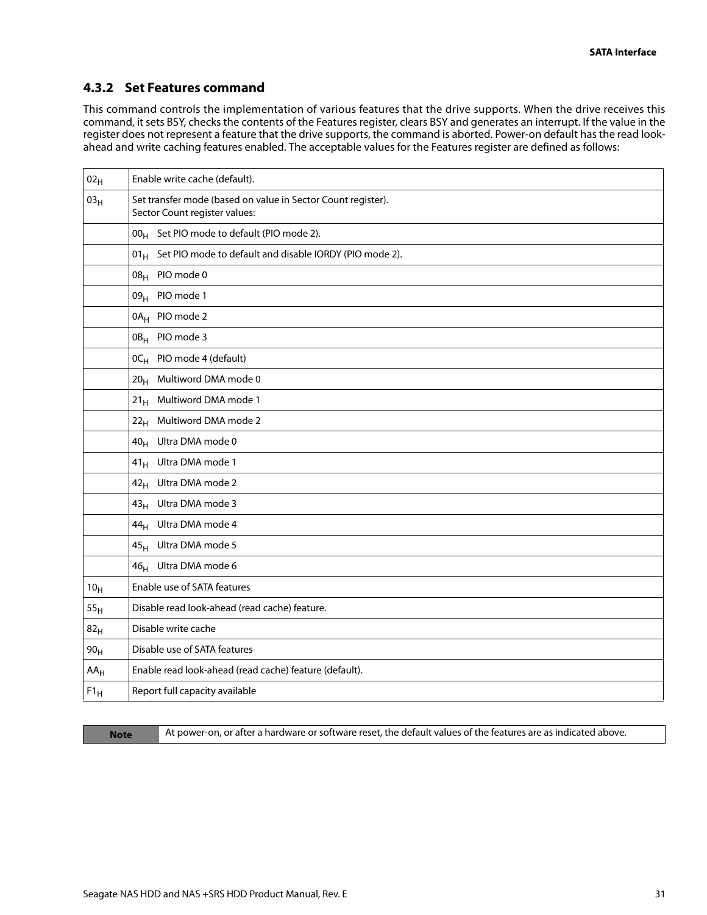### 4.3.2 Set Features command

This command controls the implementation of various features that the drive supports. When the drive receives this command, it sets BSY, checks the contents of the Features register, clears BSY and generates an interrupt. If the value in the register does not represent a feature that the drive supports, the command is aborted. Power-on default has the read look-ahead and write caching features enabled. The acceptable values for the Features register are defined as follows:

| | |
|---|---|
| $02_H$ | Enable write cache (default). |
| $03_H$ | Set transfer mode (based on value in Sector Count register).<br>Sector Count register values: |
| | $00_H$ Set PIO mode to default (PIO mode 2). |
| | $01_H$ Set PIO mode to default and disable IORDY (PIO mode 2). |
| | $08_H$ PIO mode 0 |
| | $09_H$ PIO mode 1 |
| | $0A_H$ PIO mode 2 |
| | $0B_H$ PIO mode 3 |
| | $0C_H$ PIO mode 4 (default) |
| | $20_H$ Multiword DMA mode 0 |
| | $21_H$ Multiword DMA mode 1 |
| | $22_H$ Multiword DMA mode 2 |
| | $40_H$ Ultra DMA mode 0 |
| | $41_H$ Ultra DMA mode 1 |
| | $42_H$ Ultra DMA mode 2 |
| | $43_H$ Ultra DMA mode 3 |
| | $44_H$ Ultra DMA mode 4 |
| | $45_H$ Ultra DMA mode 5 |
| | $46_H$ Ultra DMA mode 6 |
| $10_H$ | Enable use of SATA features |
| $55_H$ | Disable read look-ahead (read cache) feature. |
| $82_H$ | Disable write cache |
| $90_H$ | Disable use of SATA features |
| $AA_H$ | Enable read look-ahead (read cache) feature (default). |
| $F1_H$ | Report full capacity available |

| **Note** | At power-on, or after a hardware or software reset, the default values of the features are as indicated above. |
|---|---|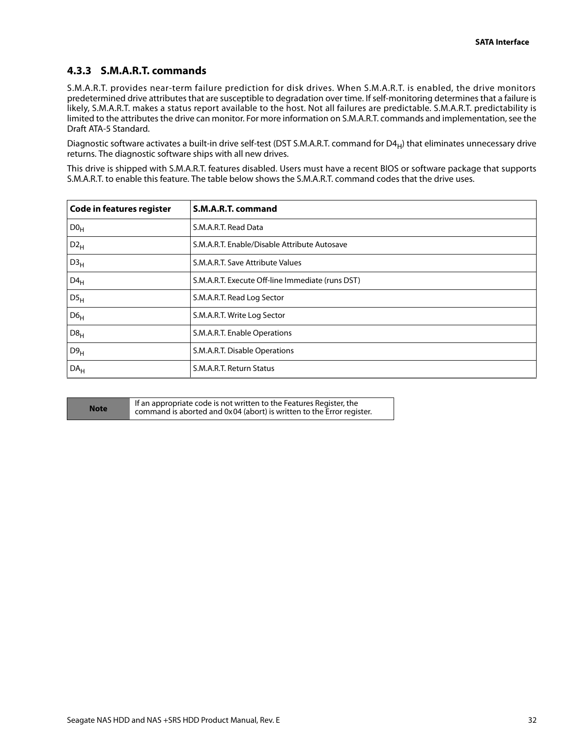### 4.3.3 S.M.A.R.T. commands

S.M.A.R.T. provides near-term failure prediction for disk drives. When S.M.A.R.T. is enabled, the drive monitors predetermined drive attributes that are susceptible to degradation over time. If self-monitoring determines that a failure is likely, S.M.A.R.T. makes a status report available to the host. Not all failures are predictable. S.M.A.R.T. predictability is limited to the attributes the drive can monitor. For more information on S.M.A.R.T. commands and implementation, see the Draft ATA-5 Standard.

Diagnostic software activates a built-in drive self-test (DST S.M.A.R.T. command for $D4_H$) that eliminates unnecessary drive returns. The diagnostic software ships with all new drives.

This drive is shipped with S.M.A.R.T. features disabled. Users must have a recent BIOS or software package that supports S.M.A.R.T. to enable this feature. The table below shows the S.M.A.R.T. command codes that the drive uses.

| Code in features register | S.M.A.R.T. command |
|---|---|
| $D0_H$ | S.M.A.R.T. Read Data |
| $D2_H$ | S.M.A.R.T. Enable/Disable Attribute Autosave |
| $D3_H$ | S.M.A.R.T. Save Attribute Values |
| $D4_H$ | S.M.A.R.T. Execute Off-line Immediate (runs DST) |
| $D5_H$ | S.M.A.R.T. Read Log Sector |
| $D6_H$ | S.M.A.R.T. Write Log Sector |
| $D8_H$ | S.M.A.R.T. Enable Operations |
| $D9_H$ | S.M.A.R.T. Disable Operations |
| $DA_H$ | S.M.A.R.T. Return Status |

| Note | If an appropriate code is not written to the Features Register, the command is aborted and 0x04 (abort) is written to the Error register. |
|---|---|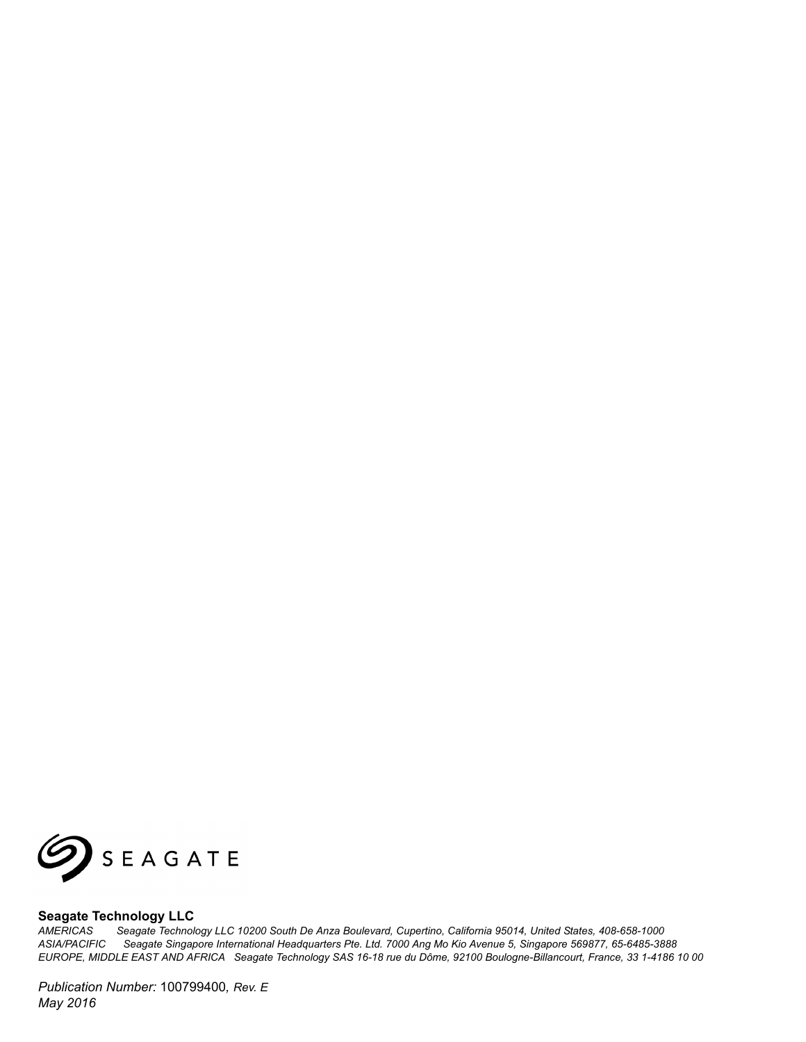SEAGATE

**Seagate Technology LLC**

*AMERICAS   Seagate Technology LLC 10200 South De Anza Boulevard, Cupertino, California 95014, United States, 408-658-1000*
*ASIA/PACIFIC   Seagate Singapore International Headquarters Pte. Ltd. 7000 Ang Mo Kio Avenue 5, Singapore 569877, 65-6485-3888*
*EUROPE, MIDDLE EAST AND AFRICA   Seagate Technology SAS 16-18 rue du Dôme, 92100 Boulogne-Billancourt, France, 33 1-4186 10 00*

*Publication Number:* 100799400*, Rev. E*
*May 2016*